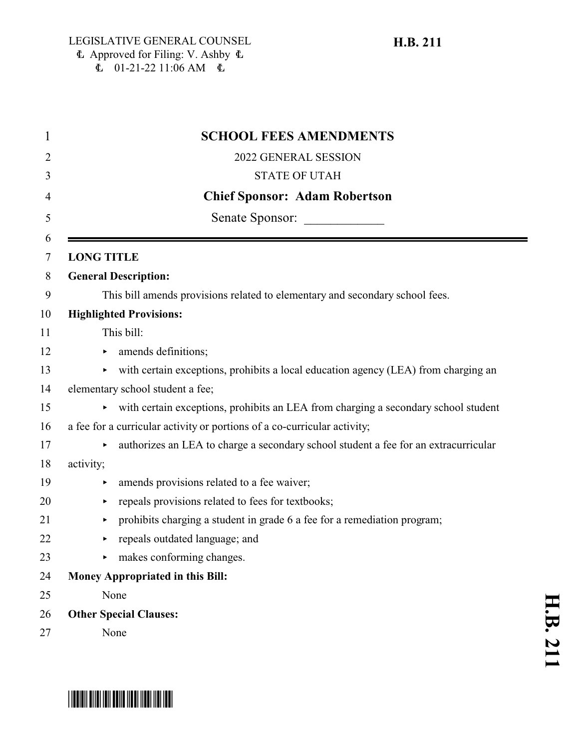LEGISLATIVE GENERAL COUNSEL
Approved for Filing: V. Ashby
01-21-22 11:06 AM

**H.B. 211**

# SCHOOL FEES AMENDMENTS

2022 GENERAL SESSION

STATE OF UTAH

**Chief Sponsor: Adam Robertson**

Senate Sponsor: ____________

**LONG TITLE**

**General Description:**

This bill amends provisions related to elementary and secondary school fees.

**Highlighted Provisions:**

This bill:

- amends definitions;
- with certain exceptions, prohibits a local education agency (LEA) from charging an elementary school student a fee;
- with certain exceptions, prohibits an LEA from charging a secondary school student a fee for a curricular activity or portions of a co-curricular activity;
- authorizes an LEA to charge a secondary school student a fee for an extracurricular activity;
- amends provisions related to a fee waiver;
- repeals provisions related to fees for textbooks;
- prohibits charging a student in grade 6 a fee for a remediation program;
- repeals outdated language; and
- makes conforming changes.

**Money Appropriated in this Bill:**

None

**Other Special Clauses:**

None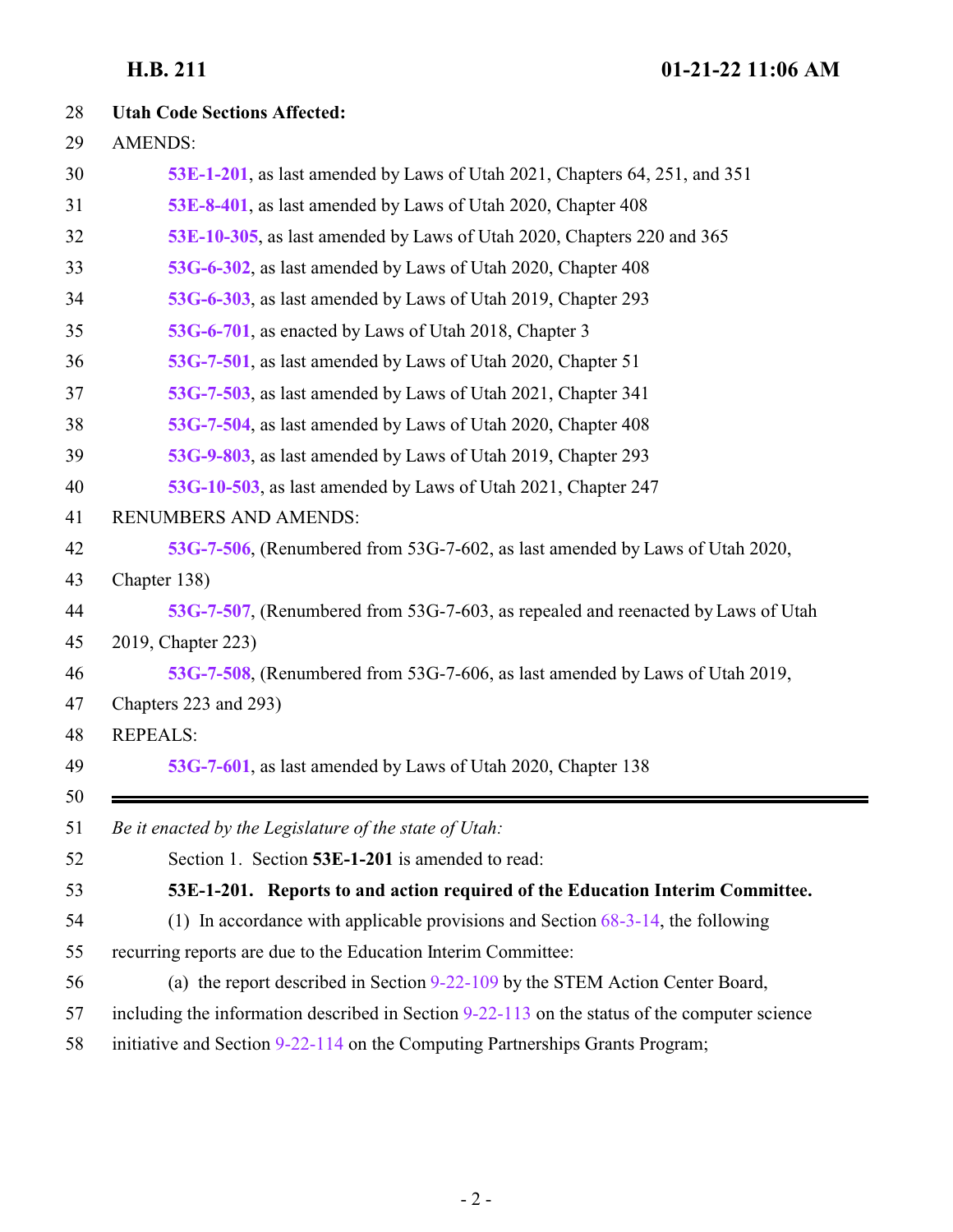**Utah Code Sections Affected:**

AMENDS:

**53E-1-201**, as last amended by Laws of Utah 2021, Chapters 64, 251, and 351

**53E-8-401**, as last amended by Laws of Utah 2020, Chapter 408

**53E-10-305**, as last amended by Laws of Utah 2020, Chapters 220 and 365

**53G-6-302**, as last amended by Laws of Utah 2020, Chapter 408

**53G-6-303**, as last amended by Laws of Utah 2019, Chapter 293

**53G-6-701**, as enacted by Laws of Utah 2018, Chapter 3

**53G-7-501**, as last amended by Laws of Utah 2020, Chapter 51

**53G-7-503**, as last amended by Laws of Utah 2021, Chapter 341

**53G-7-504**, as last amended by Laws of Utah 2020, Chapter 408

**53G-9-803**, as last amended by Laws of Utah 2019, Chapter 293

**53G-10-503**, as last amended by Laws of Utah 2021, Chapter 247

RENUMBERS AND AMENDS:

**53G-7-506**, (Renumbered from 53G-7-602, as last amended by Laws of Utah 2020, Chapter 138)

**53G-7-507**, (Renumbered from 53G-7-603, as repealed and reenacted by Laws of Utah 2019, Chapter 223)

**53G-7-508**, (Renumbered from 53G-7-606, as last amended by Laws of Utah 2019, Chapters 223 and 293)

REPEALS:

**53G-7-601**, as last amended by Laws of Utah 2020, Chapter 138

---

*Be it enacted by the Legislature of the state of Utah:*

Section 1. Section **53E-1-201** is amended to read:

**53E-1-201. Reports to and action required of the Education Interim Committee.**

(1) In accordance with applicable provisions and Section 68-3-14, the following recurring reports are due to the Education Interim Committee:

(a) the report described in Section 9-22-109 by the STEM Action Center Board, including the information described in Section 9-22-113 on the status of the computer science initiative and Section 9-22-114 on the Computing Partnerships Grants Program;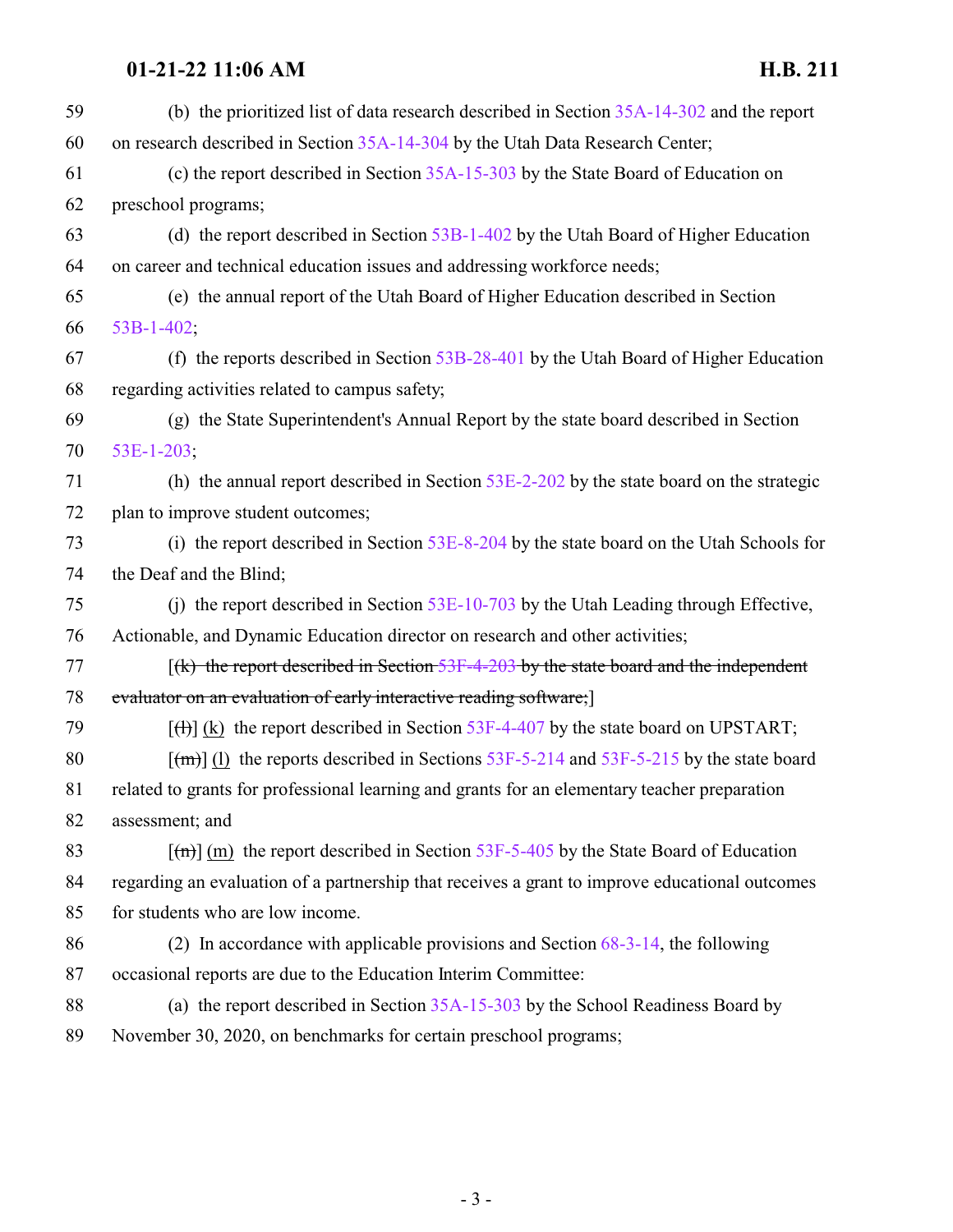(b) the prioritized list of data research described in Section 35A-14-302 and the report on research described in Section 35A-14-304 by the Utah Data Research Center;

(c) the report described in Section 35A-15-303 by the State Board of Education on preschool programs;

(d) the report described in Section 53B-1-402 by the Utah Board of Higher Education on career and technical education issues and addressing workforce needs;

(e) the annual report of the Utah Board of Higher Education described in Section 53B-1-402;

(f) the reports described in Section 53B-28-401 by the Utah Board of Higher Education regarding activities related to campus safety;

(g) the State Superintendent's Annual Report by the state board described in Section 53E-1-203;

(h) the annual report described in Section 53E-2-202 by the state board on the strategic plan to improve student outcomes;

(i) the report described in Section 53E-8-204 by the state board on the Utah Schools for the Deaf and the Blind;

(j) the report described in Section 53E-10-703 by the Utah Leading through Effective, Actionable, and Dynamic Education director on research and other activities;

[~~(k) the report described in Section 53F-4-203 by the state board and the independent evaluator on an evaluation of early interactive reading software;~~]

[~~(l)~~] (k) the report described in Section 53F-4-407 by the state board on UPSTART;

[~~(m)~~] (l) the reports described in Sections 53F-5-214 and 53F-5-215 by the state board related to grants for professional learning and grants for an elementary teacher preparation assessment; and

[~~(n)~~] (m) the report described in Section 53F-5-405 by the State Board of Education regarding an evaluation of a partnership that receives a grant to improve educational outcomes for students who are low income.

(2) In accordance with applicable provisions and Section 68-3-14, the following occasional reports are due to the Education Interim Committee:

(a) the report described in Section 35A-15-303 by the School Readiness Board by November 30, 2020, on benchmarks for certain preschool programs;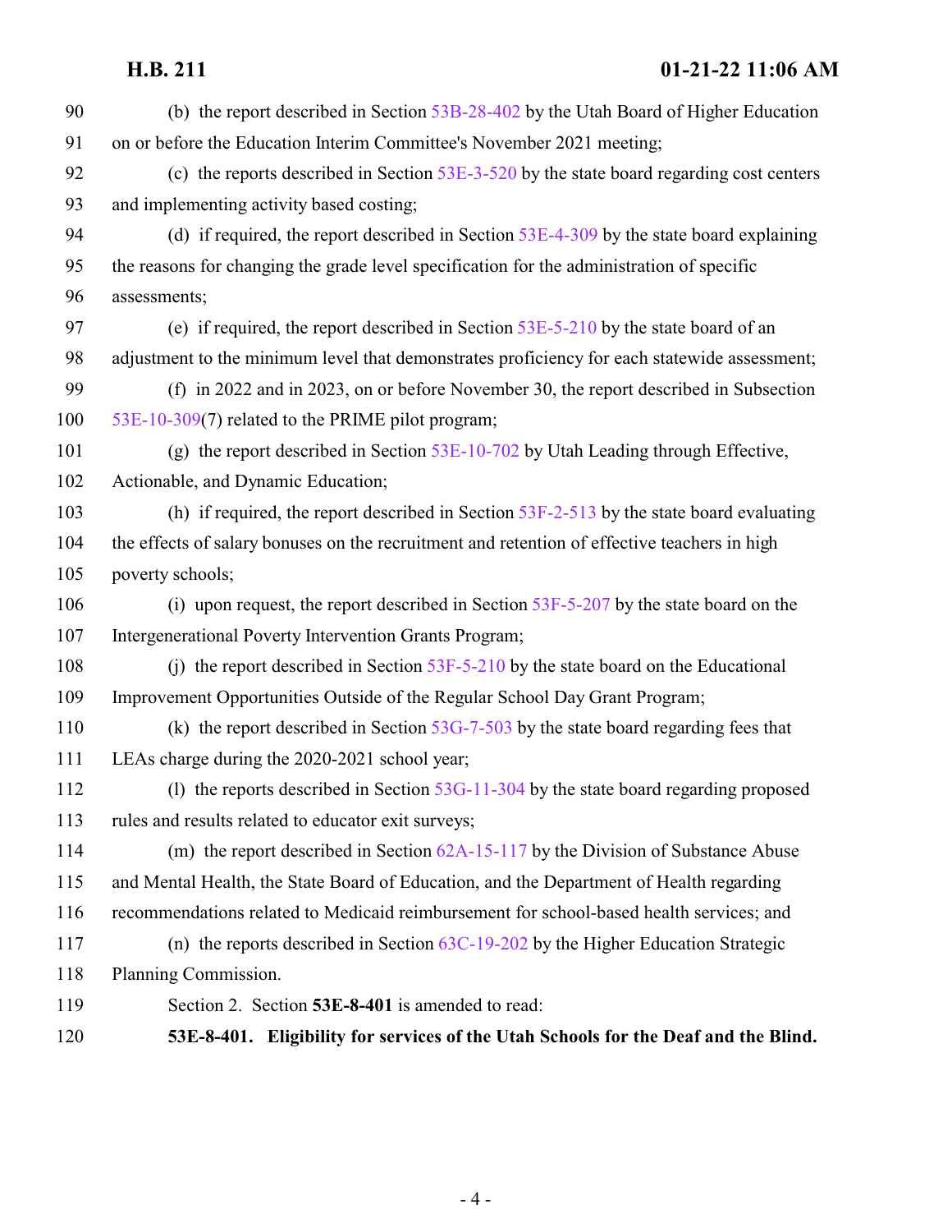(b) the report described in Section 53B-28-402 by the Utah Board of Higher Education on or before the Education Interim Committee's November 2021 meeting;

(c) the reports described in Section 53E-3-520 by the state board regarding cost centers and implementing activity based costing;

(d) if required, the report described in Section 53E-4-309 by the state board explaining the reasons for changing the grade level specification for the administration of specific assessments;

(e) if required, the report described in Section 53E-5-210 by the state board of an adjustment to the minimum level that demonstrates proficiency for each statewide assessment;

(f) in 2022 and in 2023, on or before November 30, the report described in Subsection 53E-10-309(7) related to the PRIME pilot program;

(g) the report described in Section 53E-10-702 by Utah Leading through Effective, Actionable, and Dynamic Education;

(h) if required, the report described in Section 53F-2-513 by the state board evaluating the effects of salary bonuses on the recruitment and retention of effective teachers in high poverty schools;

(i) upon request, the report described in Section 53F-5-207 by the state board on the Intergenerational Poverty Intervention Grants Program;

(j) the report described in Section 53F-5-210 by the state board on the Educational Improvement Opportunities Outside of the Regular School Day Grant Program;

(k) the report described in Section 53G-7-503 by the state board regarding fees that LEAs charge during the 2020-2021 school year;

(l) the reports described in Section 53G-11-304 by the state board regarding proposed rules and results related to educator exit surveys;

(m) the report described in Section 62A-15-117 by the Division of Substance Abuse and Mental Health, the State Board of Education, and the Department of Health regarding recommendations related to Medicaid reimbursement for school-based health services; and

(n) the reports described in Section 63C-19-202 by the Higher Education Strategic Planning Commission.

Section 2. Section **53E-8-401** is amended to read:

**53E-8-401. Eligibility for services of the Utah Schools for the Deaf and the Blind.**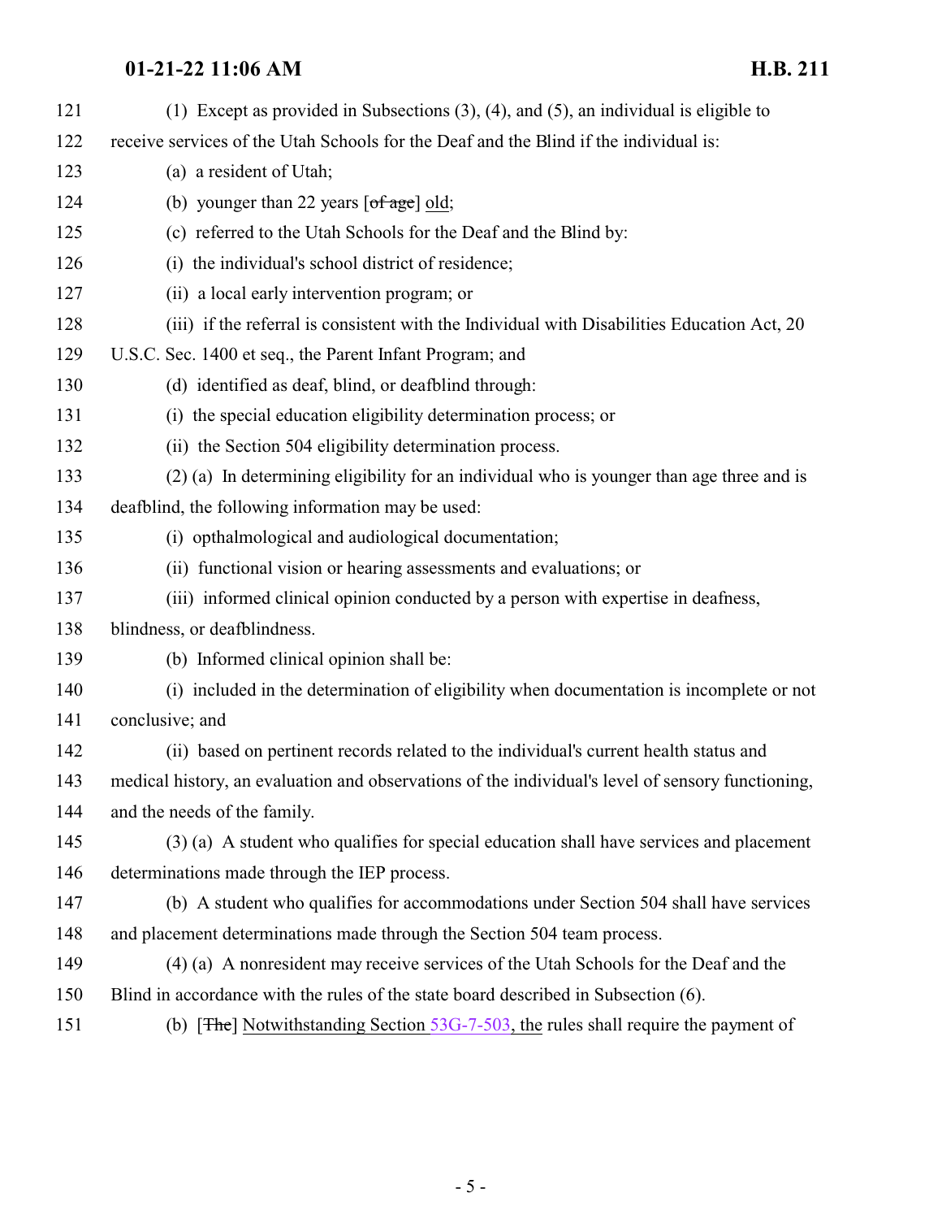121 (1) Except as provided in Subsections (3), (4), and (5), an individual is eligible to
122 receive services of the Utah Schools for the Deaf and the Blind if the individual is:
123 (a) a resident of Utah;
124 (b) younger than 22 years [~~of age~~] <u>old</u>;
125 (c) referred to the Utah Schools for the Deaf and the Blind by:
126 (i) the individual's school district of residence;
127 (ii) a local early intervention program; or
128 (iii) if the referral is consistent with the Individual with Disabilities Education Act, 20
129 U.S.C. Sec. 1400 et seq., the Parent Infant Program; and
130 (d) identified as deaf, blind, or deafblind through:
131 (i) the special education eligibility determination process; or
132 (ii) the Section 504 eligibility determination process.
133 (2) (a) In determining eligibility for an individual who is younger than age three and is
134 deafblind, the following information may be used:
135 (i) opthalmological and audiological documentation;
136 (ii) functional vision or hearing assessments and evaluations; or
137 (iii) informed clinical opinion conducted by a person with expertise in deafness,
138 blindness, or deafblindness.
139 (b) Informed clinical opinion shall be:
140 (i) included in the determination of eligibility when documentation is incomplete or not
141 conclusive; and
142 (ii) based on pertinent records related to the individual's current health status and
143 medical history, an evaluation and observations of the individual's level of sensory functioning,
144 and the needs of the family.
145 (3) (a) A student who qualifies for special education shall have services and placement
146 determinations made through the IEP process.
147 (b) A student who qualifies for accommodations under Section 504 shall have services
148 and placement determinations made through the Section 504 team process.
149 (4) (a) A nonresident may receive services of the Utah Schools for the Deaf and the
150 Blind in accordance with the rules of the state board described in Subsection (6).
151 (b) [~~The~~] <u>Notwithstanding Section 53G-7-503, the</u> rules shall require the payment of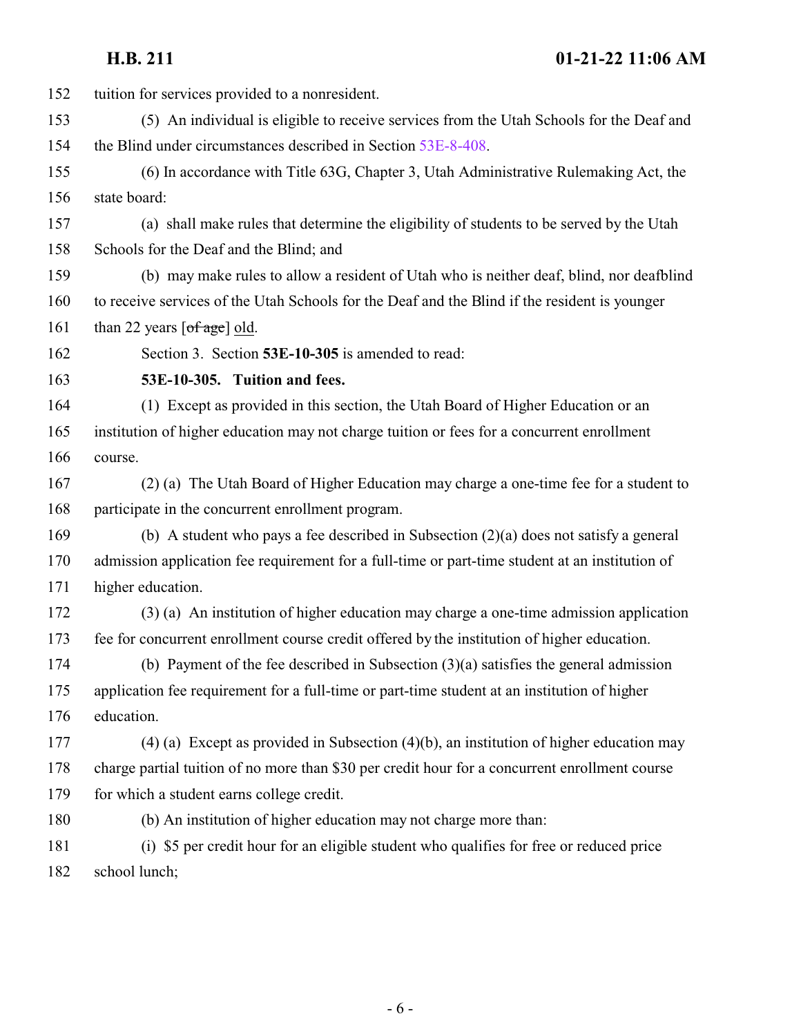tuition for services provided to a nonresident.

(5) An individual is eligible to receive services from the Utah Schools for the Deaf and the Blind under circumstances described in Section 53E-8-408.

(6) In accordance with Title 63G, Chapter 3, Utah Administrative Rulemaking Act, the state board:

(a) shall make rules that determine the eligibility of students to be served by the Utah Schools for the Deaf and the Blind; and

(b) may make rules to allow a resident of Utah who is neither deaf, blind, nor deafblind to receive services of the Utah Schools for the Deaf and the Blind if the resident is younger than 22 years [~~of age~~] old.

Section 3. Section **53E-10-305** is amended to read:

**53E-10-305. Tuition and fees.**

(1) Except as provided in this section, the Utah Board of Higher Education or an institution of higher education may not charge tuition or fees for a concurrent enrollment course.

(2) (a) The Utah Board of Higher Education may charge a one-time fee for a student to participate in the concurrent enrollment program.

(b) A student who pays a fee described in Subsection (2)(a) does not satisfy a general admission application fee requirement for a full-time or part-time student at an institution of higher education.

(3) (a) An institution of higher education may charge a one-time admission application fee for concurrent enrollment course credit offered by the institution of higher education.

(b) Payment of the fee described in Subsection (3)(a) satisfies the general admission application fee requirement for a full-time or part-time student at an institution of higher education.

(4) (a) Except as provided in Subsection (4)(b), an institution of higher education may charge partial tuition of no more than $30 per credit hour for a concurrent enrollment course for which a student earns college credit.

(b) An institution of higher education may not charge more than:

(i) $5 per credit hour for an eligible student who qualifies for free or reduced price school lunch;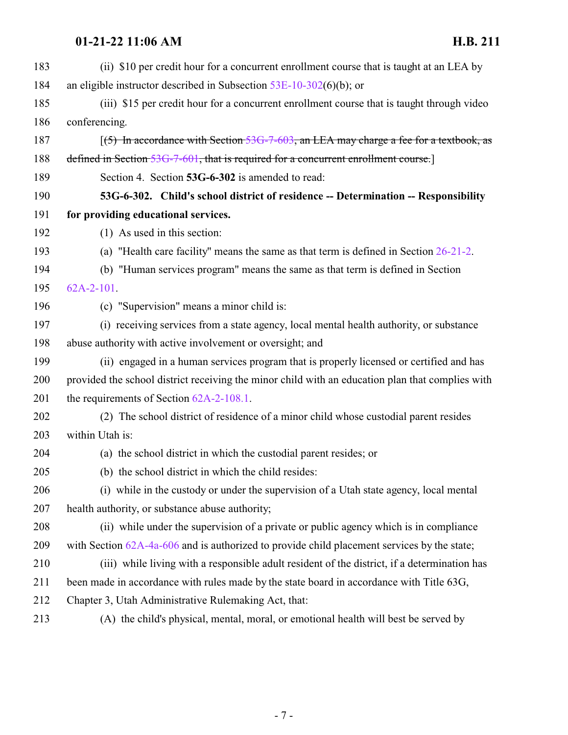(ii) $10 per credit hour for a concurrent enrollment course that is taught at an LEA by an eligible instructor described in Subsection 53E-10-302(6)(b); or

(iii) $15 per credit hour for a concurrent enrollment course that is taught through video conferencing.

[~~(5) In accordance with Section 53G-7-603, an LEA may charge a fee for a textbook, as defined in Section 53G-7-601, that is required for a concurrent enrollment course.~~]

Section 4. Section **53G-6-302** is amended to read:

**53G-6-302. Child's school district of residence -- Determination -- Responsibility for providing educational services.**

(1) As used in this section:

(a) "Health care facility" means the same as that term is defined in Section 26-21-2.

(b) "Human services program" means the same as that term is defined in Section 62A-2-101.

(c) "Supervision" means a minor child is:

(i) receiving services from a state agency, local mental health authority, or substance abuse authority with active involvement or oversight; and

(ii) engaged in a human services program that is properly licensed or certified and has provided the school district receiving the minor child with an education plan that complies with the requirements of Section 62A-2-108.1.

(2) The school district of residence of a minor child whose custodial parent resides within Utah is:

(a) the school district in which the custodial parent resides; or

(b) the school district in which the child resides:

(i) while in the custody or under the supervision of a Utah state agency, local mental health authority, or substance abuse authority;

(ii) while under the supervision of a private or public agency which is in compliance with Section 62A-4a-606 and is authorized to provide child placement services by the state;

(iii) while living with a responsible adult resident of the district, if a determination has been made in accordance with rules made by the state board in accordance with Title 63G, Chapter 3, Utah Administrative Rulemaking Act, that:

(A) the child's physical, mental, moral, or emotional health will best be served by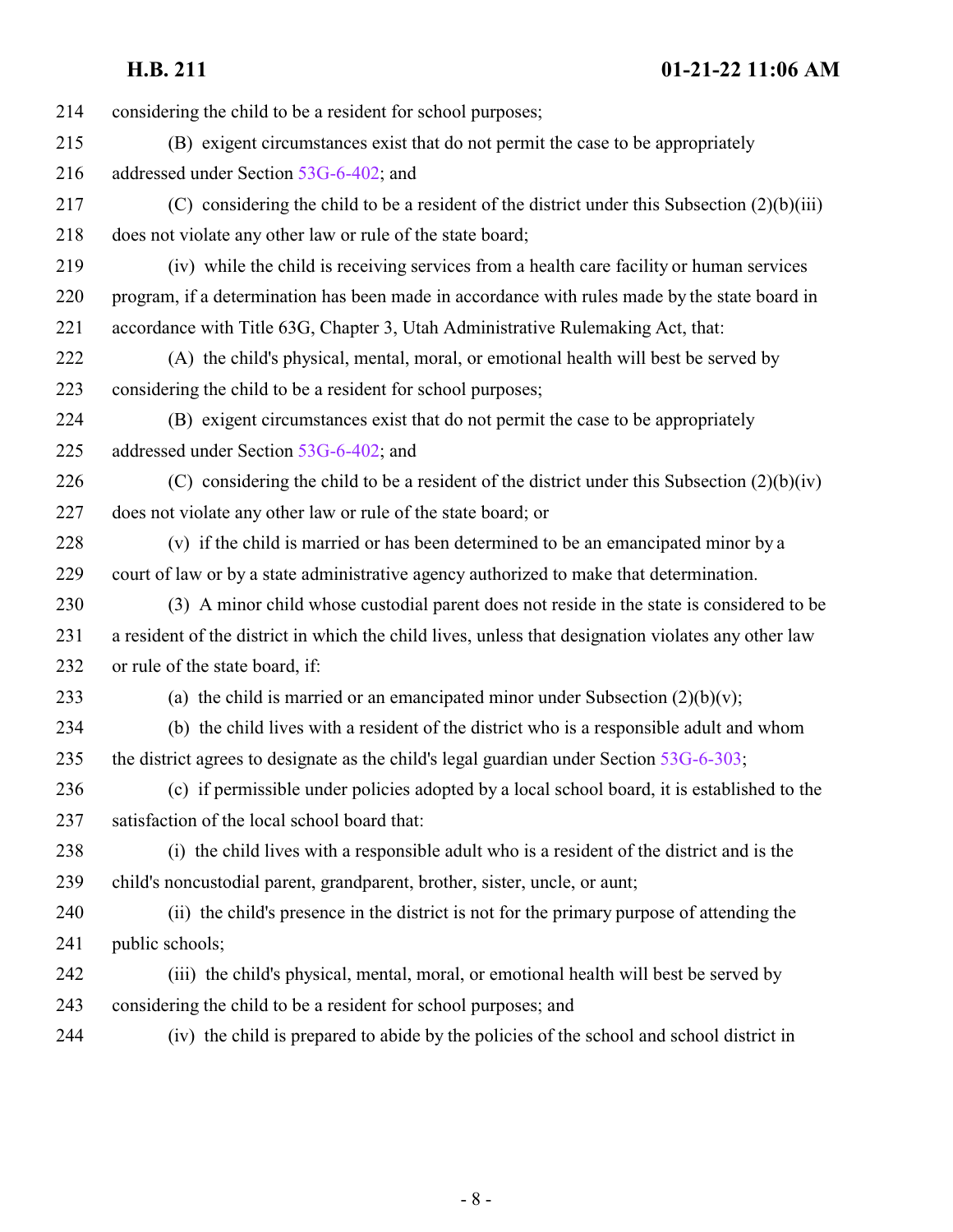214 considering the child to be a resident for school purposes;

215 (B) exigent circumstances exist that do not permit the case to be appropriately

216 addressed under Section 53G-6-402; and

217 (C) considering the child to be a resident of the district under this Subsection (2)(b)(iii)

218 does not violate any other law or rule of the state board;

219 (iv) while the child is receiving services from a health care facility or human services

220 program, if a determination has been made in accordance with rules made by the state board in

221 accordance with Title 63G, Chapter 3, Utah Administrative Rulemaking Act, that:

222 (A) the child's physical, mental, moral, or emotional health will best be served by

223 considering the child to be a resident for school purposes;

224 (B) exigent circumstances exist that do not permit the case to be appropriately

225 addressed under Section 53G-6-402; and

226 (C) considering the child to be a resident of the district under this Subsection (2)(b)(iv)

227 does not violate any other law or rule of the state board; or

228 (v) if the child is married or has been determined to be an emancipated minor by a

229 court of law or by a state administrative agency authorized to make that determination.

230 (3) A minor child whose custodial parent does not reside in the state is considered to be

231 a resident of the district in which the child lives, unless that designation violates any other law

232 or rule of the state board, if:

233 (a) the child is married or an emancipated minor under Subsection (2)(b)(v);

234 (b) the child lives with a resident of the district who is a responsible adult and whom

235 the district agrees to designate as the child's legal guardian under Section 53G-6-303;

236 (c) if permissible under policies adopted by a local school board, it is established to the

237 satisfaction of the local school board that:

238 (i) the child lives with a responsible adult who is a resident of the district and is the

239 child's noncustodial parent, grandparent, brother, sister, uncle, or aunt;

240 (ii) the child's presence in the district is not for the primary purpose of attending the

241 public schools;

242 (iii) the child's physical, mental, moral, or emotional health will best be served by

243 considering the child to be a resident for school purposes; and

244 (iv) the child is prepared to abide by the policies of the school and school district in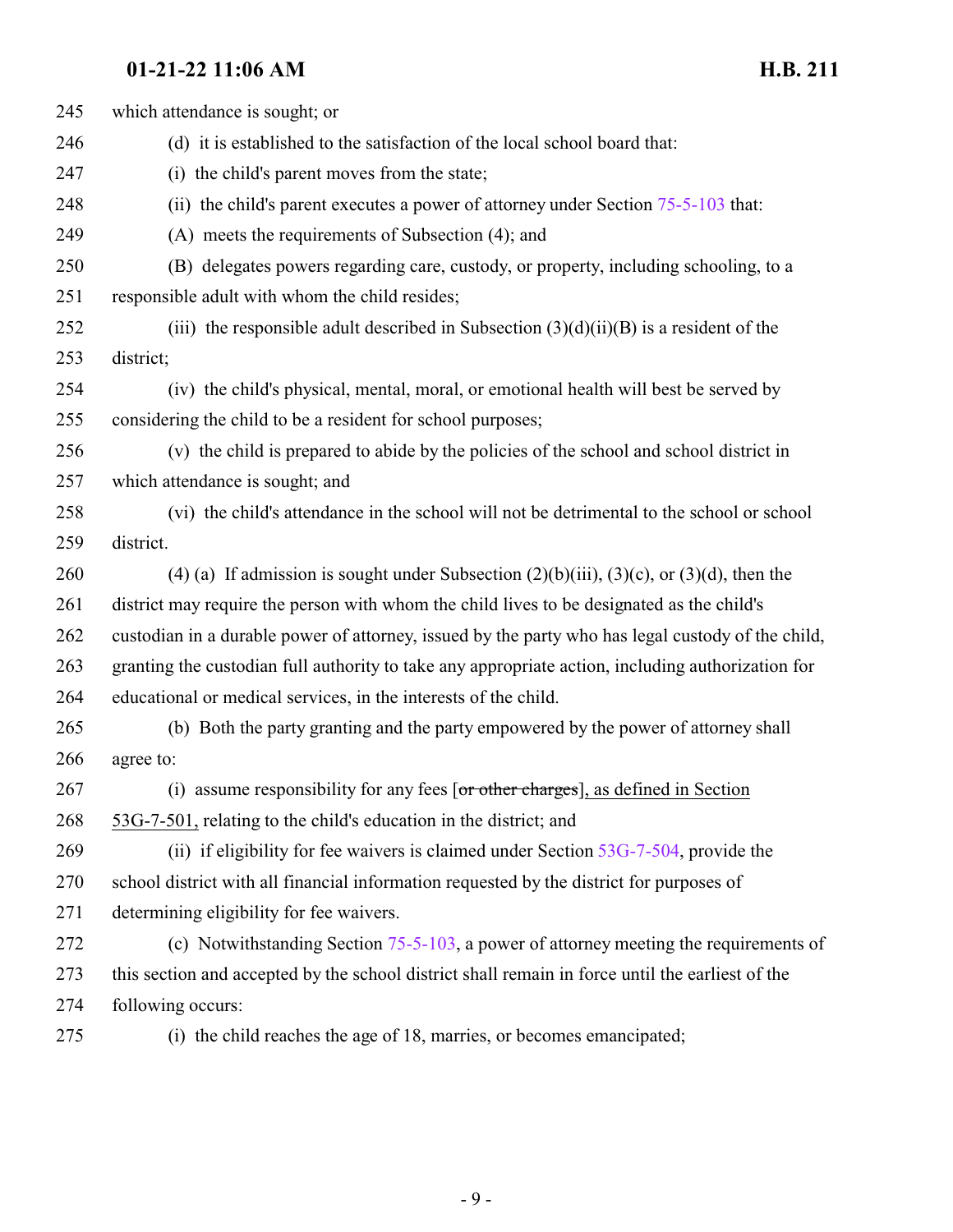which attendance is sought; or

(d) it is established to the satisfaction of the local school board that:

(i) the child's parent moves from the state;

(ii) the child's parent executes a power of attorney under Section 75-5-103 that:

(A) meets the requirements of Subsection (4); and

(B) delegates powers regarding care, custody, or property, including schooling, to a responsible adult with whom the child resides;

(iii) the responsible adult described in Subsection (3)(d)(ii)(B) is a resident of the district;

(iv) the child's physical, mental, moral, or emotional health will best be served by considering the child to be a resident for school purposes;

(v) the child is prepared to abide by the policies of the school and school district in which attendance is sought; and

(vi) the child's attendance in the school will not be detrimental to the school or school district.

(4) (a) If admission is sought under Subsection (2)(b)(iii), (3)(c), or (3)(d), then the district may require the person with whom the child lives to be designated as the child's custodian in a durable power of attorney, issued by the party who has legal custody of the child, granting the custodian full authority to take any appropriate action, including authorization for educational or medical services, in the interests of the child.

(b) Both the party granting and the party empowered by the power of attorney shall agree to:

(i) assume responsibility for any fees [~~or other charges~~], as defined in Section 53G-7-501, relating to the child's education in the district; and

(ii) if eligibility for fee waivers is claimed under Section 53G-7-504, provide the school district with all financial information requested by the district for purposes of determining eligibility for fee waivers.

(c) Notwithstanding Section 75-5-103, a power of attorney meeting the requirements of this section and accepted by the school district shall remain in force until the earliest of the following occurs:

(i) the child reaches the age of 18, marries, or becomes emancipated;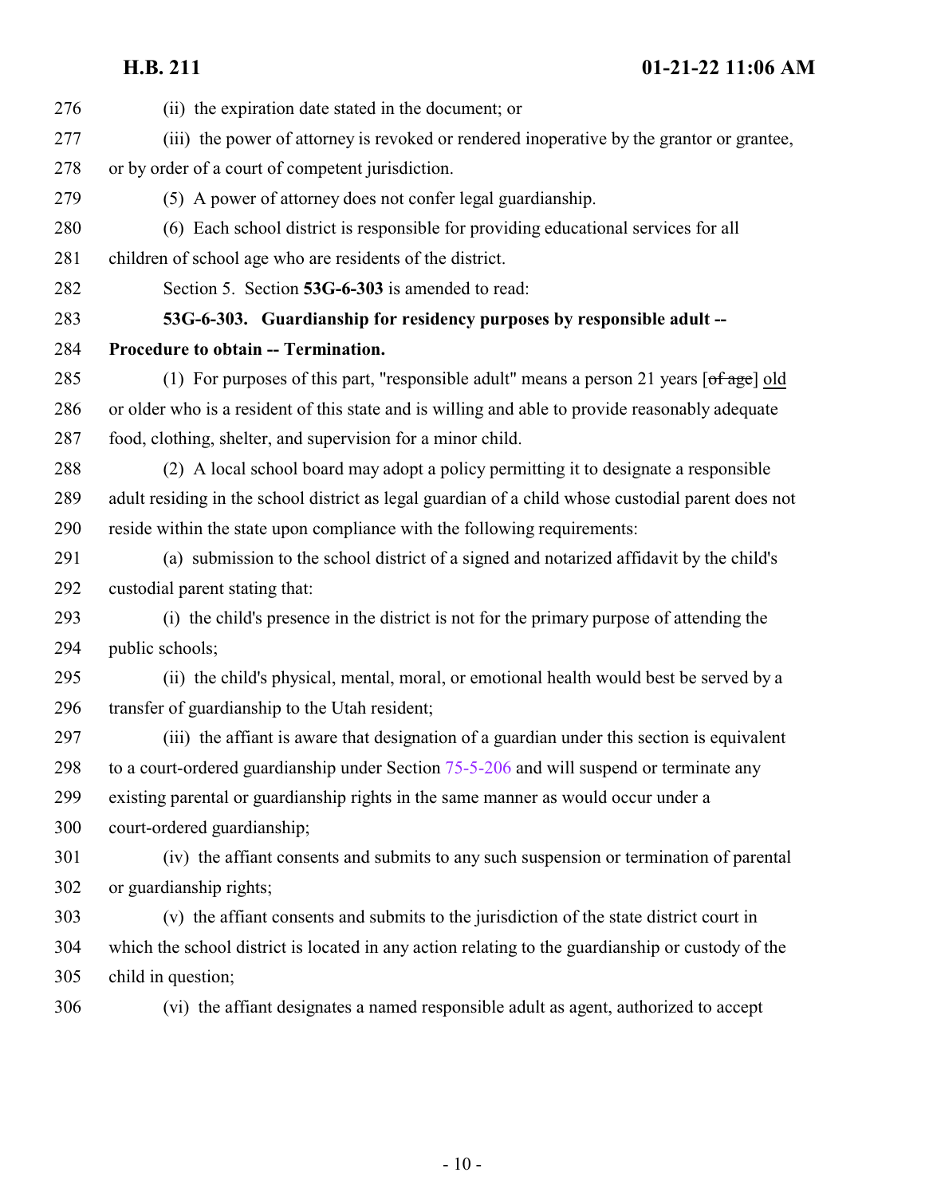(ii) the expiration date stated in the document; or

(iii) the power of attorney is revoked or rendered inoperative by the grantor or grantee, or by order of a court of competent jurisdiction.

(5) A power of attorney does not confer legal guardianship.

(6) Each school district is responsible for providing educational services for all children of school age who are residents of the district.

Section 5. Section **53G-6-303** is amended to read:

**53G-6-303. Guardianship for residency purposes by responsible adult -- Procedure to obtain -- Termination.**

(1) For purposes of this part, "responsible adult" means a person 21 years [~~of age~~] old or older who is a resident of this state and is willing and able to provide reasonably adequate food, clothing, shelter, and supervision for a minor child.

(2) A local school board may adopt a policy permitting it to designate a responsible adult residing in the school district as legal guardian of a child whose custodial parent does not reside within the state upon compliance with the following requirements:

(a) submission to the school district of a signed and notarized affidavit by the child's custodial parent stating that:

(i) the child's presence in the district is not for the primary purpose of attending the public schools;

(ii) the child's physical, mental, moral, or emotional health would best be served by a transfer of guardianship to the Utah resident;

(iii) the affiant is aware that designation of a guardian under this section is equivalent to a court-ordered guardianship under Section 75-5-206 and will suspend or terminate any existing parental or guardianship rights in the same manner as would occur under a court-ordered guardianship;

(iv) the affiant consents and submits to any such suspension or termination of parental or guardianship rights;

(v) the affiant consents and submits to the jurisdiction of the state district court in which the school district is located in any action relating to the guardianship or custody of the child in question;

(vi) the affiant designates a named responsible adult as agent, authorized to accept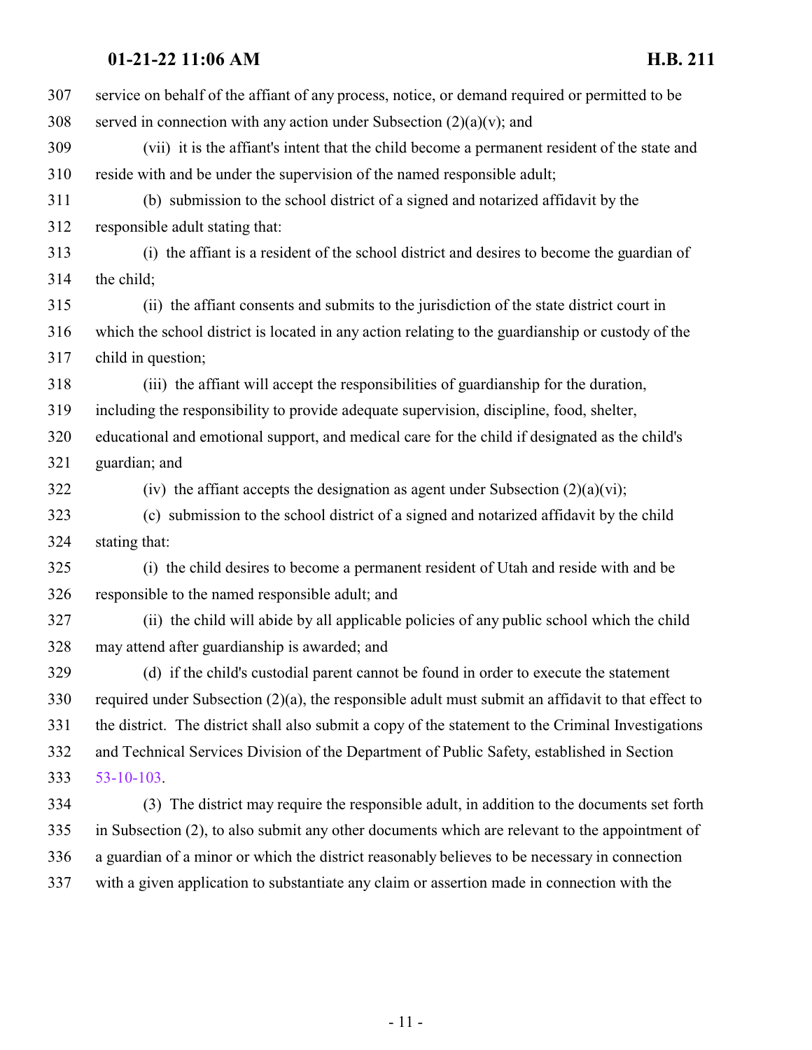service on behalf of the affiant of any process, notice, or demand required or permitted to be served in connection with any action under Subsection (2)(a)(v); and

(vii) it is the affiant's intent that the child become a permanent resident of the state and reside with and be under the supervision of the named responsible adult;

(b) submission to the school district of a signed and notarized affidavit by the responsible adult stating that:

(i) the affiant is a resident of the school district and desires to become the guardian of the child;

(ii) the affiant consents and submits to the jurisdiction of the state district court in which the school district is located in any action relating to the guardianship or custody of the child in question;

(iii) the affiant will accept the responsibilities of guardianship for the duration, including the responsibility to provide adequate supervision, discipline, food, shelter, educational and emotional support, and medical care for the child if designated as the child's guardian; and

(iv) the affiant accepts the designation as agent under Subsection (2)(a)(vi);

(c) submission to the school district of a signed and notarized affidavit by the child stating that:

(i) the child desires to become a permanent resident of Utah and reside with and be responsible to the named responsible adult; and

(ii) the child will abide by all applicable policies of any public school which the child may attend after guardianship is awarded; and

(d) if the child's custodial parent cannot be found in order to execute the statement required under Subsection (2)(a), the responsible adult must submit an affidavit to that effect to the district. The district shall also submit a copy of the statement to the Criminal Investigations and Technical Services Division of the Department of Public Safety, established in Section 53-10-103.

(3) The district may require the responsible adult, in addition to the documents set forth in Subsection (2), to also submit any other documents which are relevant to the appointment of a guardian of a minor or which the district reasonably believes to be necessary in connection with a given application to substantiate any claim or assertion made in connection with the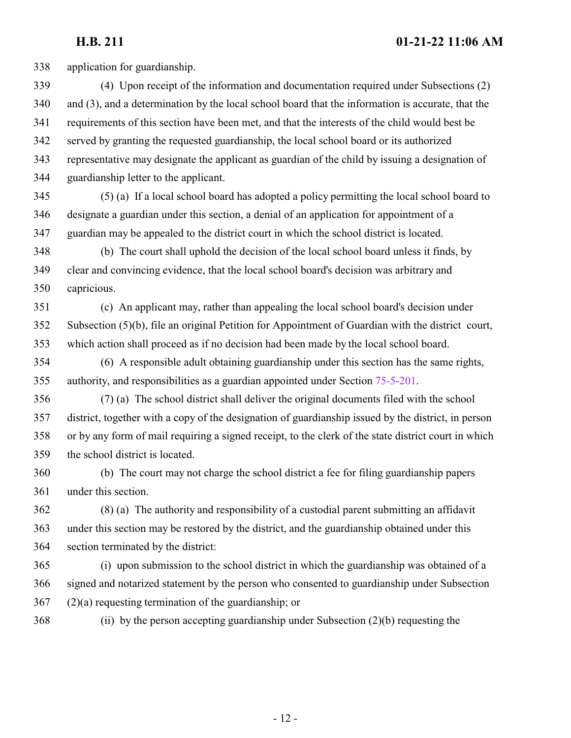application for guardianship.

(4) Upon receipt of the information and documentation required under Subsections (2) and (3), and a determination by the local school board that the information is accurate, that the requirements of this section have been met, and that the interests of the child would best be served by granting the requested guardianship, the local school board or its authorized representative may designate the applicant as guardian of the child by issuing a designation of guardianship letter to the applicant.

(5) (a) If a local school board has adopted a policy permitting the local school board to designate a guardian under this section, a denial of an application for appointment of a guardian may be appealed to the district court in which the school district is located.

(b) The court shall uphold the decision of the local school board unless it finds, by clear and convincing evidence, that the local school board's decision was arbitrary and capricious.

(c) An applicant may, rather than appealing the local school board's decision under Subsection (5)(b), file an original Petition for Appointment of Guardian with the district court, which action shall proceed as if no decision had been made by the local school board.

(6) A responsible adult obtaining guardianship under this section has the same rights, authority, and responsibilities as a guardian appointed under Section 75-5-201.

(7) (a) The school district shall deliver the original documents filed with the school district, together with a copy of the designation of guardianship issued by the district, in person or by any form of mail requiring a signed receipt, to the clerk of the state district court in which the school district is located.

(b) The court may not charge the school district a fee for filing guardianship papers under this section.

(8) (a) The authority and responsibility of a custodial parent submitting an affidavit under this section may be restored by the district, and the guardianship obtained under this section terminated by the district:

(i) upon submission to the school district in which the guardianship was obtained of a signed and notarized statement by the person who consented to guardianship under Subsection (2)(a) requesting termination of the guardianship; or

(ii) by the person accepting guardianship under Subsection (2)(b) requesting the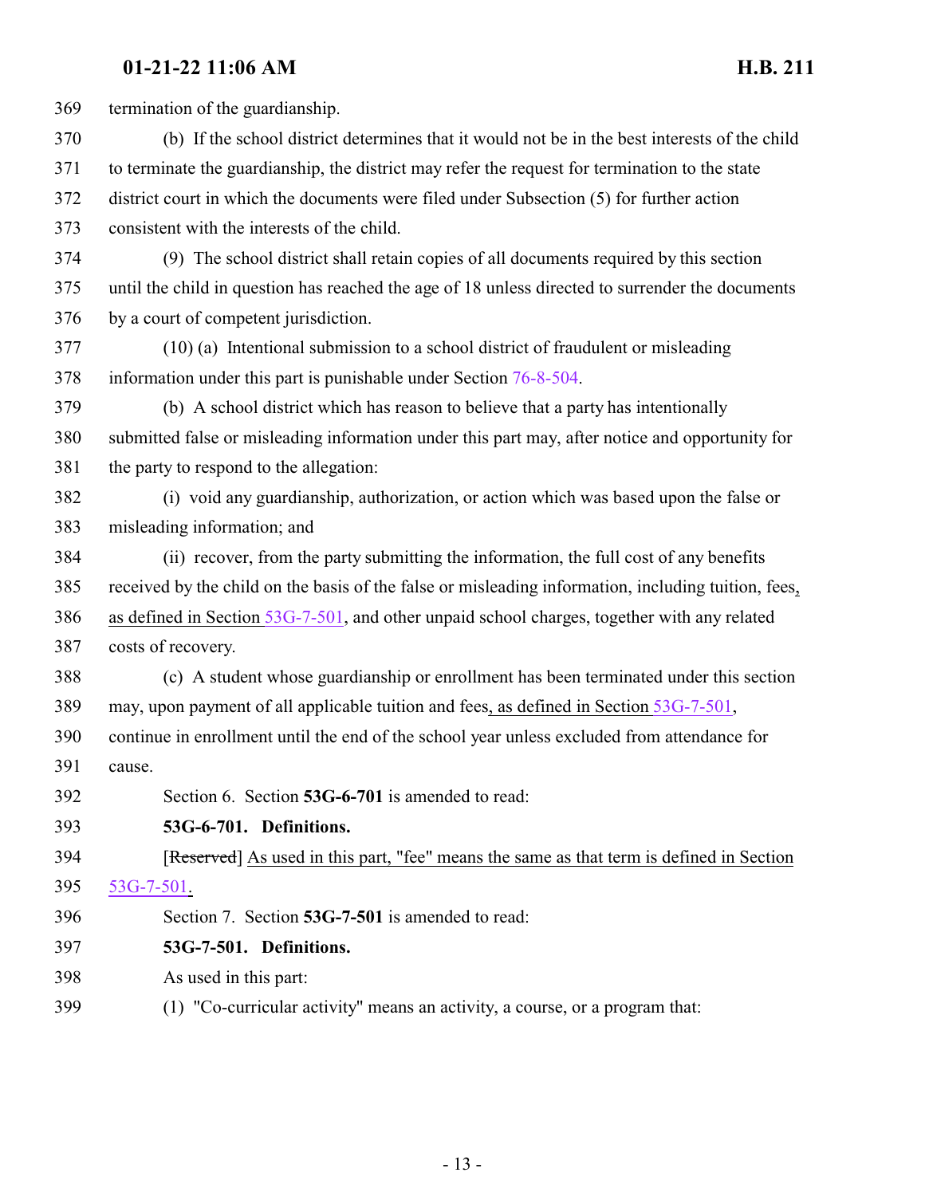termination of the guardianship.

(b) If the school district determines that it would not be in the best interests of the child to terminate the guardianship, the district may refer the request for termination to the state district court in which the documents were filed under Subsection (5) for further action consistent with the interests of the child.

(9) The school district shall retain copies of all documents required by this section until the child in question has reached the age of 18 unless directed to surrender the documents by a court of competent jurisdiction.

(10) (a) Intentional submission to a school district of fraudulent or misleading information under this part is punishable under Section 76-8-504.

(b) A school district which has reason to believe that a party has intentionally submitted false or misleading information under this part may, after notice and opportunity for the party to respond to the allegation:

(i) void any guardianship, authorization, or action which was based upon the false or misleading information; and

(ii) recover, from the party submitting the information, the full cost of any benefits received by the child on the basis of the false or misleading information, including tuition, fees, as defined in Section 53G-7-501, and other unpaid school charges, together with any related costs of recovery.

(c) A student whose guardianship or enrollment has been terminated under this section may, upon payment of all applicable tuition and fees, as defined in Section 53G-7-501, continue in enrollment until the end of the school year unless excluded from attendance for cause.

Section 6. Section **53G-6-701** is amended to read:

**53G-6-701. Definitions.**

[~~Reserved~~] As used in this part, "fee" means the same as that term is defined in Section 53G-7-501.

Section 7. Section **53G-7-501** is amended to read:

**53G-7-501. Definitions.**

As used in this part:

(1) "Co-curricular activity" means an activity, a course, or a program that: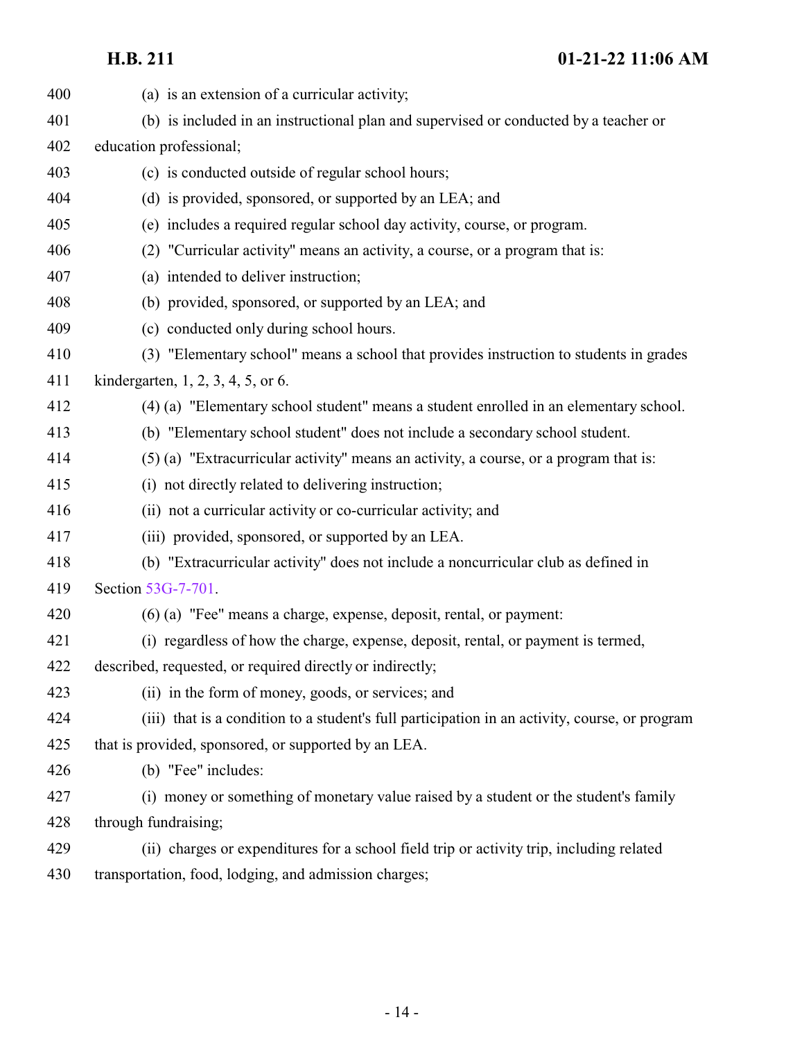(a) is an extension of a curricular activity;

(b) is included in an instructional plan and supervised or conducted by a teacher or education professional;

(c) is conducted outside of regular school hours;

(d) is provided, sponsored, or supported by an LEA; and

(e) includes a required regular school day activity, course, or program.

(2) "Curricular activity" means an activity, a course, or a program that is:

(a) intended to deliver instruction;

(b) provided, sponsored, or supported by an LEA; and

(c) conducted only during school hours.

(3) "Elementary school" means a school that provides instruction to students in grades kindergarten, 1, 2, 3, 4, 5, or 6.

(4) (a) "Elementary school student" means a student enrolled in an elementary school.

(b) "Elementary school student" does not include a secondary school student.

(5) (a) "Extracurricular activity" means an activity, a course, or a program that is:

(i) not directly related to delivering instruction;

(ii) not a curricular activity or co-curricular activity; and

(iii) provided, sponsored, or supported by an LEA.

(b) "Extracurricular activity" does not include a noncurricular club as defined in Section 53G-7-701.

(6) (a) "Fee" means a charge, expense, deposit, rental, or payment:

(i) regardless of how the charge, expense, deposit, rental, or payment is termed, described, requested, or required directly or indirectly;

(ii) in the form of money, goods, or services; and

(iii) that is a condition to a student's full participation in an activity, course, or program that is provided, sponsored, or supported by an LEA.

(b) "Fee" includes:

(i) money or something of monetary value raised by a student or the student's family through fundraising;

(ii) charges or expenditures for a school field trip or activity trip, including related transportation, food, lodging, and admission charges;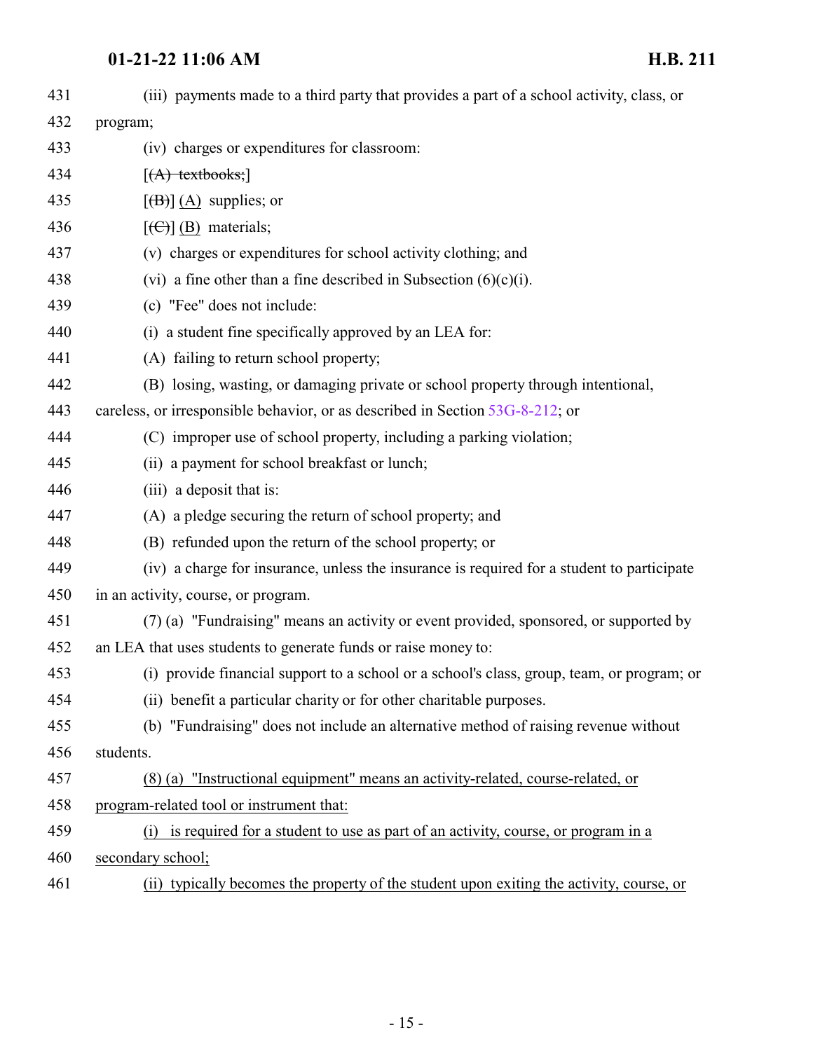431 (iii) payments made to a third party that provides a part of a school activity, class, or

432 program;

433 (iv) charges or expenditures for classroom:

434 [~~(A) textbooks;~~]

435 [~~(B)~~] <u>(A)</u> supplies; or

436 [~~(C)~~] <u>(B)</u> materials;

437 (v) charges or expenditures for school activity clothing; and

438 (vi) a fine other than a fine described in Subsection (6)(c)(i).

439 (c) "Fee" does not include:

440 (i) a student fine specifically approved by an LEA for:

441 (A) failing to return school property;

442 (B) losing, wasting, or damaging private or school property through intentional,

443 careless, or irresponsible behavior, or as described in Section 53G-8-212; or

444 (C) improper use of school property, including a parking violation;

445 (ii) a payment for school breakfast or lunch;

446 (iii) a deposit that is:

447 (A) a pledge securing the return of school property; and

448 (B) refunded upon the return of the school property; or

449 (iv) a charge for insurance, unless the insurance is required for a student to participate

450 in an activity, course, or program.

451 (7) (a) "Fundraising" means an activity or event provided, sponsored, or supported by

452 an LEA that uses students to generate funds or raise money to:

453 (i) provide financial support to a school or a school's class, group, team, or program; or

454 (ii) benefit a particular charity or for other charitable purposes.

455 (b) "Fundraising" does not include an alternative method of raising revenue without

456 students.

457 <u>(8) (a) "Instructional equipment" means an activity-related, course-related, or</u>

458 <u>program-related tool or instrument that:</u>

459 <u>(i) is required for a student to use as part of an activity, course, or program in a</u>

460 <u>secondary school;</u>

461 <u>(ii) typically becomes the property of the student upon exiting the activity, course, or</u>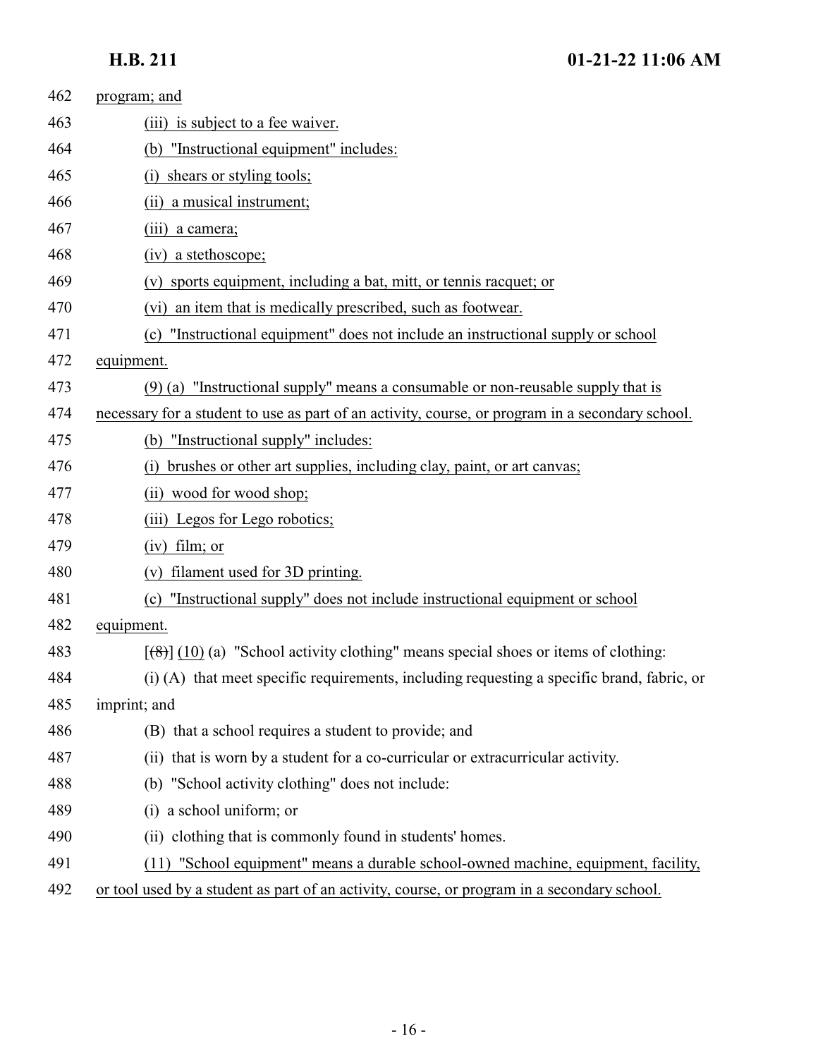program; and

(iii) is subject to a fee waiver.

(b) "Instructional equipment" includes:

(i) shears or styling tools;

(ii) a musical instrument;

(iii) a camera;

(iv) a stethoscope;

(v) sports equipment, including a bat, mitt, or tennis racquet; or

(vi) an item that is medically prescribed, such as footwear.

(c) "Instructional equipment" does not include an instructional supply or school equipment.

(9) (a) "Instructional supply" means a consumable or non-reusable supply that is necessary for a student to use as part of an activity, course, or program in a secondary school.

(b) "Instructional supply" includes:

(i) brushes or other art supplies, including clay, paint, or art canvas;

(ii) wood for wood shop;

(iii) Legos for Lego robotics;

(iv) film; or

(v) filament used for 3D printing.

(c) "Instructional supply" does not include instructional equipment or school equipment.

[(8)] (10) (a) "School activity clothing" means special shoes or items of clothing:

(i) (A) that meet specific requirements, including requesting a specific brand, fabric, or imprint; and

(B) that a school requires a student to provide; and

(ii) that is worn by a student for a co-curricular or extracurricular activity.

(b) "School activity clothing" does not include:

(i) a school uniform; or

(ii) clothing that is commonly found in students' homes.

(11) "School equipment" means a durable school-owned machine, equipment, facility, or tool used by a student as part of an activity, course, or program in a secondary school.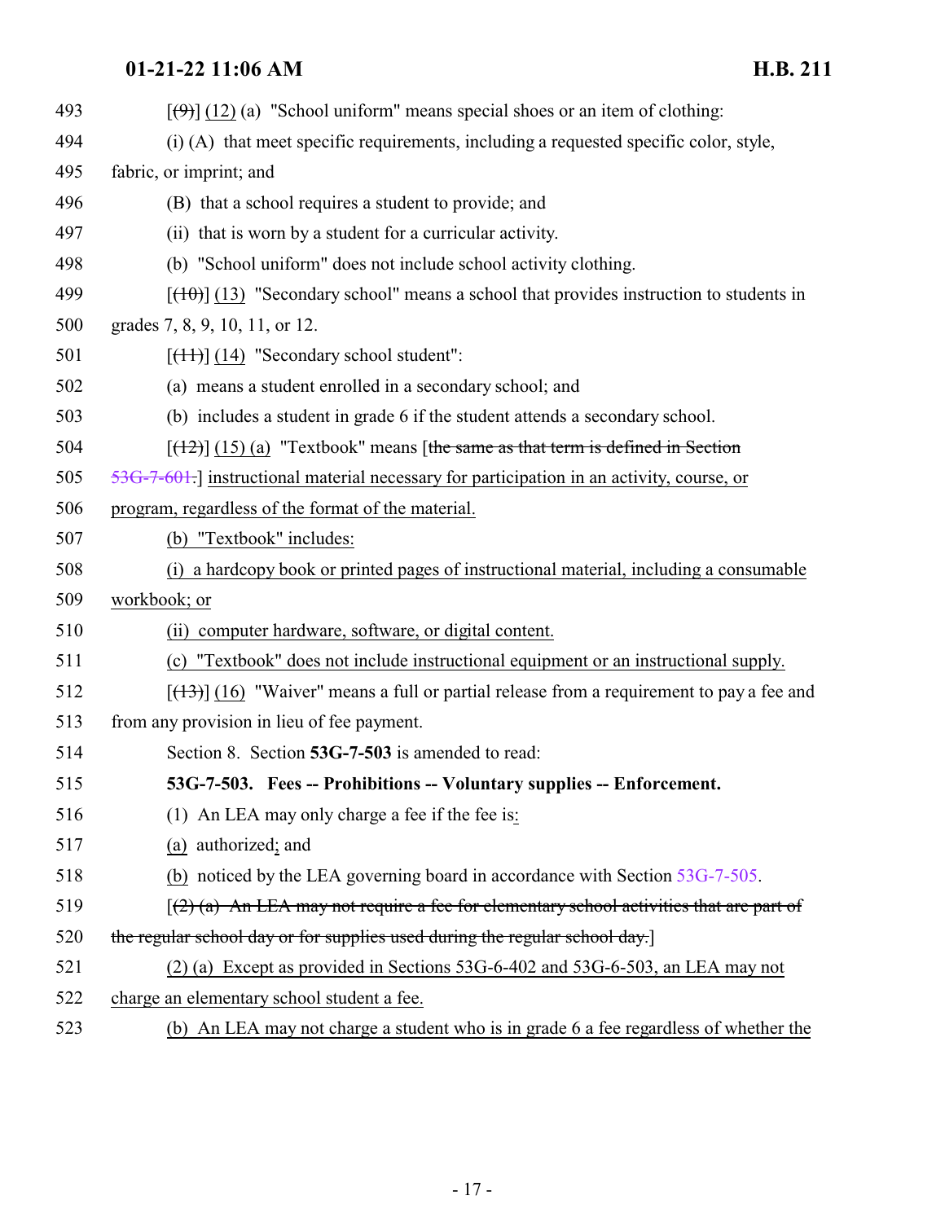493 [(9)] (12) (a) "School uniform" means special shoes or an item of clothing:

494 (i) (A) that meet specific requirements, including a requested specific color, style,

495 fabric, or imprint; and

496 (B) that a school requires a student to provide; and

497 (ii) that is worn by a student for a curricular activity.

498 (b) "School uniform" does not include school activity clothing.

499 [(10)] (13) "Secondary school" means a school that provides instruction to students in

500 grades 7, 8, 9, 10, 11, or 12.

501 [(11)] (14) "Secondary school student":

502 (a) means a student enrolled in a secondary school; and

503 (b) includes a student in grade 6 if the student attends a secondary school.

504 [(12)] (15) (a) "Textbook" means [~~the same as that term is defined in Section~~

505 ~~53G-7-601.~~] instructional material necessary for participation in an activity, course, or

506 program, regardless of the format of the material.

507 (b) "Textbook" includes:

508 (i) a hardcopy book or printed pages of instructional material, including a consumable

509 workbook; or

510 (ii) computer hardware, software, or digital content.

511 (c) "Textbook" does not include instructional equipment or an instructional supply.

512 [(13)] (16) "Waiver" means a full or partial release from a requirement to pay a fee and

513 from any provision in lieu of fee payment.

514 Section 8. Section **53G-7-503** is amended to read:

515 **53G-7-503. Fees -- Prohibitions -- Voluntary supplies -- Enforcement.**

516 (1) An LEA may only charge a fee if the fee is:

517 (a) authorized; and

518 (b) noticed by the LEA governing board in accordance with Section 53G-7-505.

519 [~~(2) (a) An LEA may not require a fee for elementary school activities that are part of~~

520 ~~the regular school day or for supplies used during the regular school day.~~]

521 (2) (a) Except as provided in Sections 53G-6-402 and 53G-6-503, an LEA may not

522 charge an elementary school student a fee.

523 (b) An LEA may not charge a student who is in grade 6 a fee regardless of whether the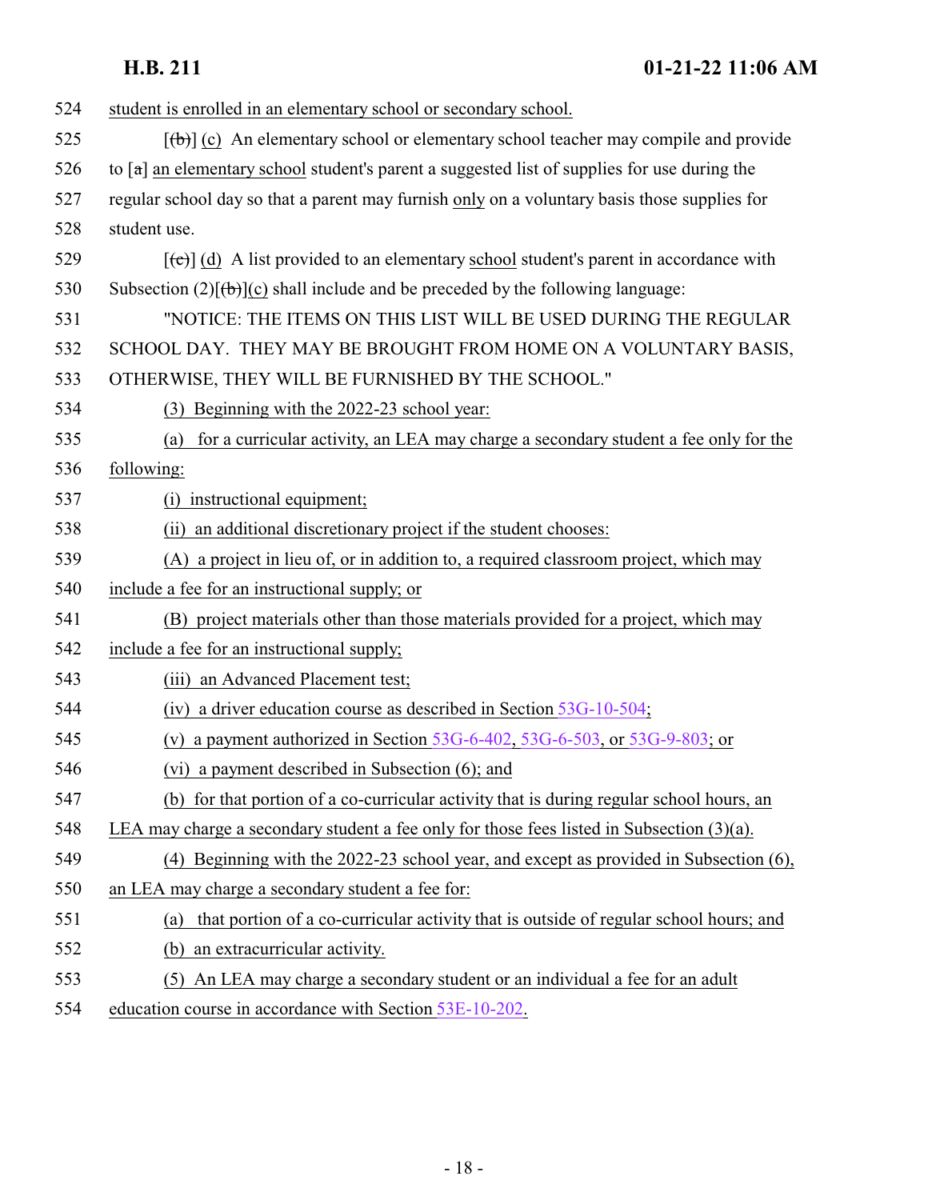524 student is enrolled in an elementary school or secondary school.

525 [(b)] (c) An elementary school or elementary school teacher may compile and provide
526 to [a] an elementary school student's parent a suggested list of supplies for use during the
527 regular school day so that a parent may furnish only on a voluntary basis those supplies for
528 student use.

529 [(c)] (d) A list provided to an elementary school student's parent in accordance with
530 Subsection (2)[(b)](c) shall include and be preceded by the following language:

531 "NOTICE: THE ITEMS ON THIS LIST WILL BE USED DURING THE REGULAR
532 SCHOOL DAY. THEY MAY BE BROUGHT FROM HOME ON A VOLUNTARY BASIS,
533 OTHERWISE, THEY WILL BE FURNISHED BY THE SCHOOL."

534 (3) Beginning with the 2022-23 school year:

535 (a) for a curricular activity, an LEA may charge a secondary student a fee only for the
536 following:

537 (i) instructional equipment;

538 (ii) an additional discretionary project if the student chooses:

539 (A) a project in lieu of, or in addition to, a required classroom project, which may
540 include a fee for an instructional supply; or

541 (B) project materials other than those materials provided for a project, which may
542 include a fee for an instructional supply;

543 (iii) an Advanced Placement test;

544 (iv) a driver education course as described in Section 53G-10-504;

545 (v) a payment authorized in Section 53G-6-402, 53G-6-503, or 53G-9-803; or

546 (vi) a payment described in Subsection (6); and

547 (b) for that portion of a co-curricular activity that is during regular school hours, an
548 LEA may charge a secondary student a fee only for those fees listed in Subsection (3)(a).

549 (4) Beginning with the 2022-23 school year, and except as provided in Subsection (6),
550 an LEA may charge a secondary student a fee for:

551 (a) that portion of a co-curricular activity that is outside of regular school hours; and

552 (b) an extracurricular activity.

553 (5) An LEA may charge a secondary student or an individual a fee for an adult
554 education course in accordance with Section 53E-10-202.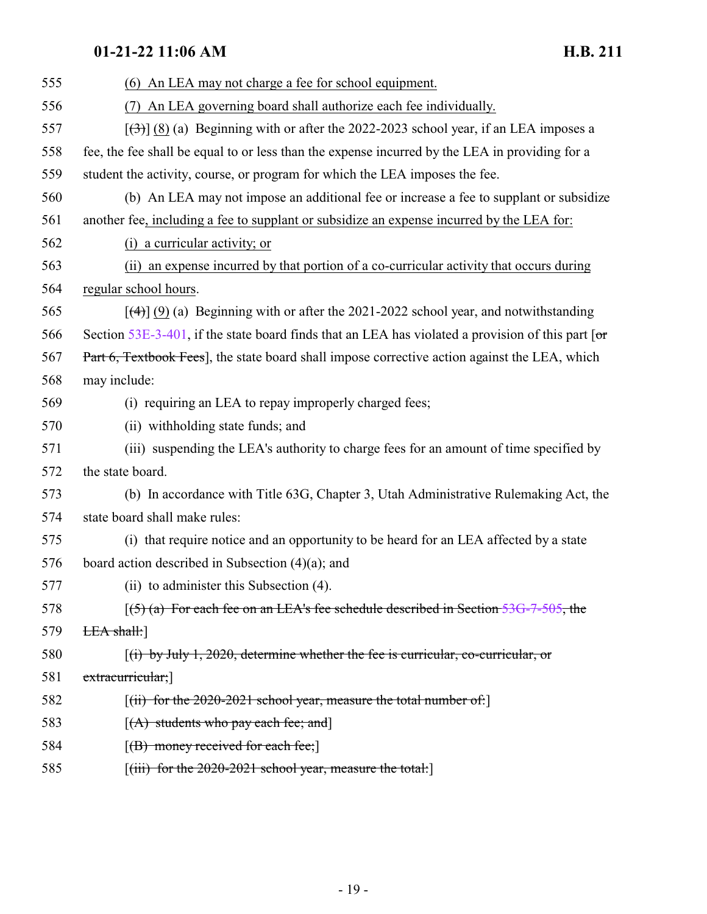555 (6) An LEA may not charge a fee for school equipment.

556 (7) An LEA governing board shall authorize each fee individually.

557 [(3)] (8) (a) Beginning with or after the 2022-2023 school year, if an LEA imposes a
558 fee, the fee shall be equal to or less than the expense incurred by the LEA in providing for a
559 student the activity, course, or program for which the LEA imposes the fee.

560 (b) An LEA may not impose an additional fee or increase a fee to supplant or subsidize
561 another fee, including a fee to supplant or subsidize an expense incurred by the LEA for:

562 (i) a curricular activity; or

563 (ii) an expense incurred by that portion of a co-curricular activity that occurs during
564 regular school hours.

565 [(4)] (9) (a) Beginning with or after the 2021-2022 school year, and notwithstanding
566 Section 53E-3-401, if the state board finds that an LEA has violated a provision of this part [or
567 Part 6, Textbook Fees], the state board shall impose corrective action against the LEA, which
568 may include:

569 (i) requiring an LEA to repay improperly charged fees;

570 (ii) withholding state funds; and

571 (iii) suspending the LEA's authority to charge fees for an amount of time specified by
572 the state board.

573 (b) In accordance with Title 63G, Chapter 3, Utah Administrative Rulemaking Act, the
574 state board shall make rules:

575 (i) that require notice and an opportunity to be heard for an LEA affected by a state
576 board action described in Subsection (4)(a); and

577 (ii) to administer this Subsection (4).

578 [(5) (a) For each fee on an LEA's fee schedule described in Section 53G-7-505, the
579 LEA shall:]

580 [(i) by July 1, 2020, determine whether the fee is curricular, co-curricular, or
581 extracurricular;]

582 [(ii) for the 2020-2021 school year, measure the total number of:]

583 [(A) students who pay each fee; and]

584 [(B) money received for each fee;]

585 [(iii) for the 2020-2021 school year, measure the total:]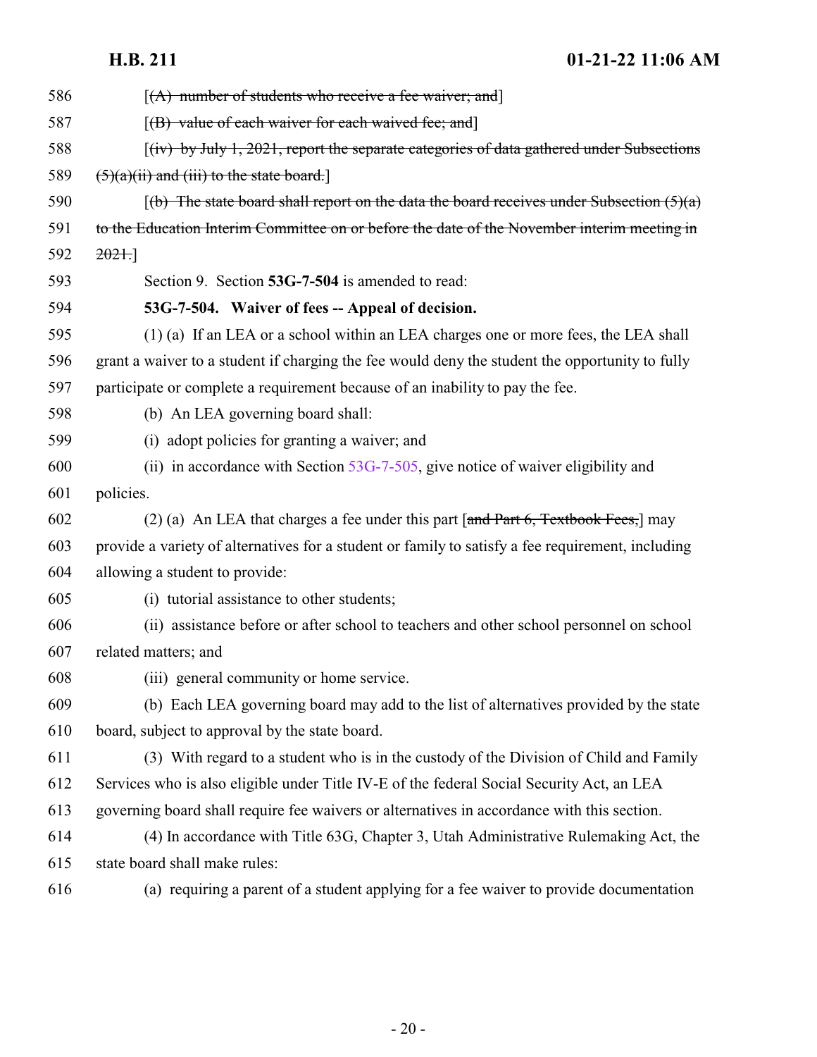[~~(A) number of students who receive a fee waiver; and~~]

[~~(B) value of each waiver for each waived fee; and~~]

[~~(iv) by July 1, 2021, report the separate categories of data gathered under Subsections (5)(a)(ii) and (iii) to the state board.~~]

[~~(b) The state board shall report on the data the board receives under Subsection (5)(a) to the Education Interim Committee on or before the date of the November interim meeting in 2021.~~]

Section 9. Section **53G-7-504** is amended to read:

**53G-7-504. Waiver of fees -- Appeal of decision.**

(1) (a) If an LEA or a school within an LEA charges one or more fees, the LEA shall grant a waiver to a student if charging the fee would deny the student the opportunity to fully participate or complete a requirement because of an inability to pay the fee.

(b) An LEA governing board shall:

(i) adopt policies for granting a waiver; and

(ii) in accordance with Section 53G-7-505, give notice of waiver eligibility and policies.

(2) (a) An LEA that charges a fee under this part [~~and Part 6, Textbook Fees,~~] may provide a variety of alternatives for a student or family to satisfy a fee requirement, including allowing a student to provide:

(i) tutorial assistance to other students;

(ii) assistance before or after school to teachers and other school personnel on school related matters; and

(iii) general community or home service.

(b) Each LEA governing board may add to the list of alternatives provided by the state board, subject to approval by the state board.

(3) With regard to a student who is in the custody of the Division of Child and Family Services who is also eligible under Title IV-E of the federal Social Security Act, an LEA governing board shall require fee waivers or alternatives in accordance with this section.

(4) In accordance with Title 63G, Chapter 3, Utah Administrative Rulemaking Act, the state board shall make rules:

(a) requiring a parent of a student applying for a fee waiver to provide documentation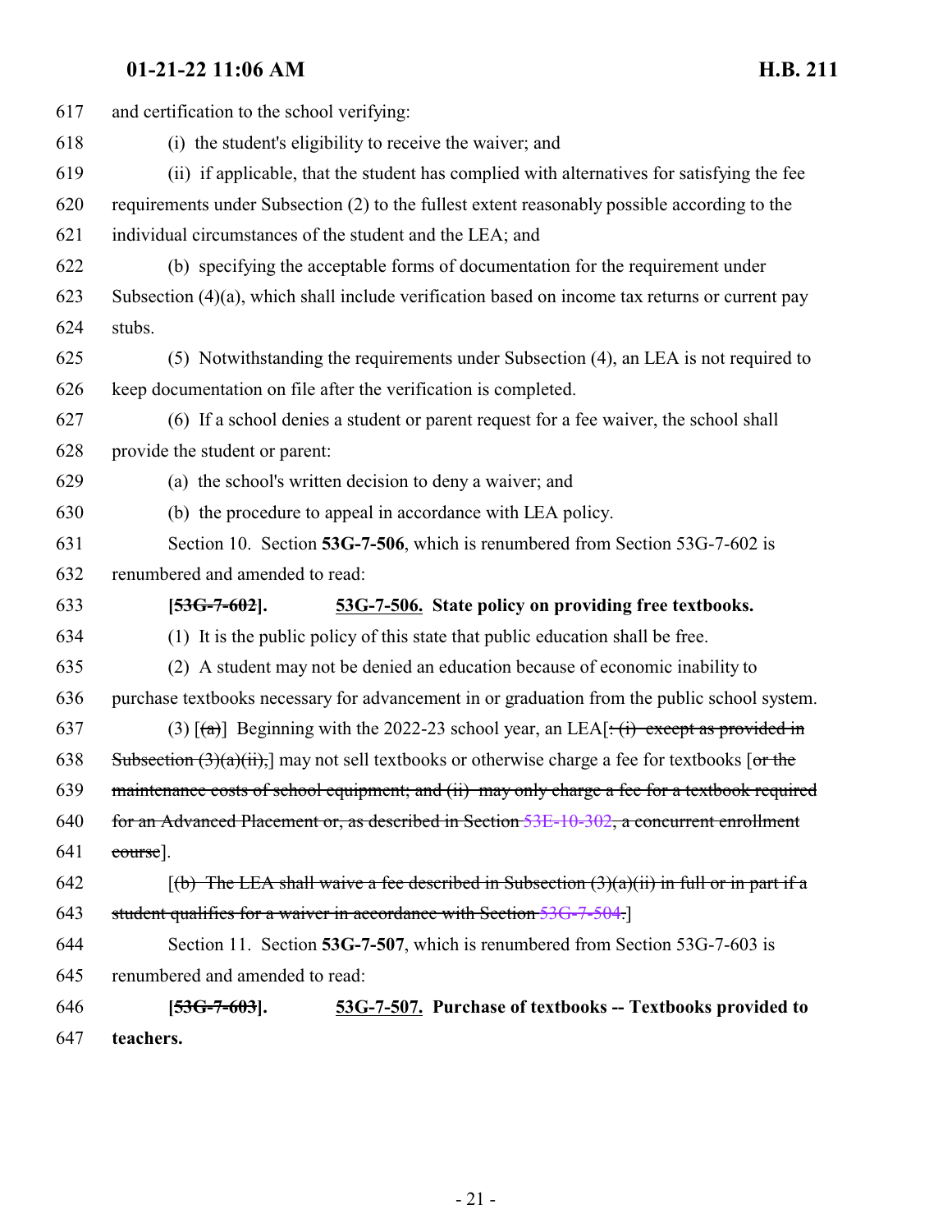617 and certification to the school verifying:

618 (i) the student's eligibility to receive the waiver; and

619 (ii) if applicable, that the student has complied with alternatives for satisfying the fee

620 requirements under Subsection (2) to the fullest extent reasonably possible according to the

621 individual circumstances of the student and the LEA; and

622 (b) specifying the acceptable forms of documentation for the requirement under

623 Subsection (4)(a), which shall include verification based on income tax returns or current pay

624 stubs.

625 (5) Notwithstanding the requirements under Subsection (4), an LEA is not required to

626 keep documentation on file after the verification is completed.

627 (6) If a school denies a student or parent request for a fee waiver, the school shall

628 provide the student or parent:

629 (a) the school's written decision to deny a waiver; and

630 (b) the procedure to appeal in accordance with LEA policy.

631 Section 10. Section **53G-7-506**, which is renumbered from Section 53G-7-602 is

632 renumbered and amended to read:

633 **[~~53G-7-602~~]. <u>53G-7-506.</u> State policy on providing free textbooks.**

634 (1) It is the public policy of this state that public education shall be free.

635 (2) A student may not be denied an education because of economic inability to

636 purchase textbooks necessary for advancement in or graduation from the public school system.

637 (3) [~~(a)~~] Beginning with the 2022-23 school year, an LEA[~~: (i) except as provided in~~

638 ~~Subsection (3)(a)(ii),~~] may not sell textbooks or otherwise charge a fee for textbooks [~~or the~~

639 ~~maintenance costs of school equipment; and (ii) may only charge a fee for a textbook required~~

640 ~~for an Advanced Placement or, as described in Section 53E-10-302, a concurrent enrollment~~

641 ~~course~~].

642 [~~(b) The LEA shall waive a fee described in Subsection (3)(a)(ii) in full or in part if a~~

643 ~~student qualifies for a waiver in accordance with Section 53G-7-504.~~]

644 Section 11. Section **53G-7-507**, which is renumbered from Section 53G-7-603 is

645 renumbered and amended to read:

646 **[~~53G-7-603~~]. <u>53G-7-507.</u> Purchase of textbooks -- Textbooks provided to**

647 **teachers.**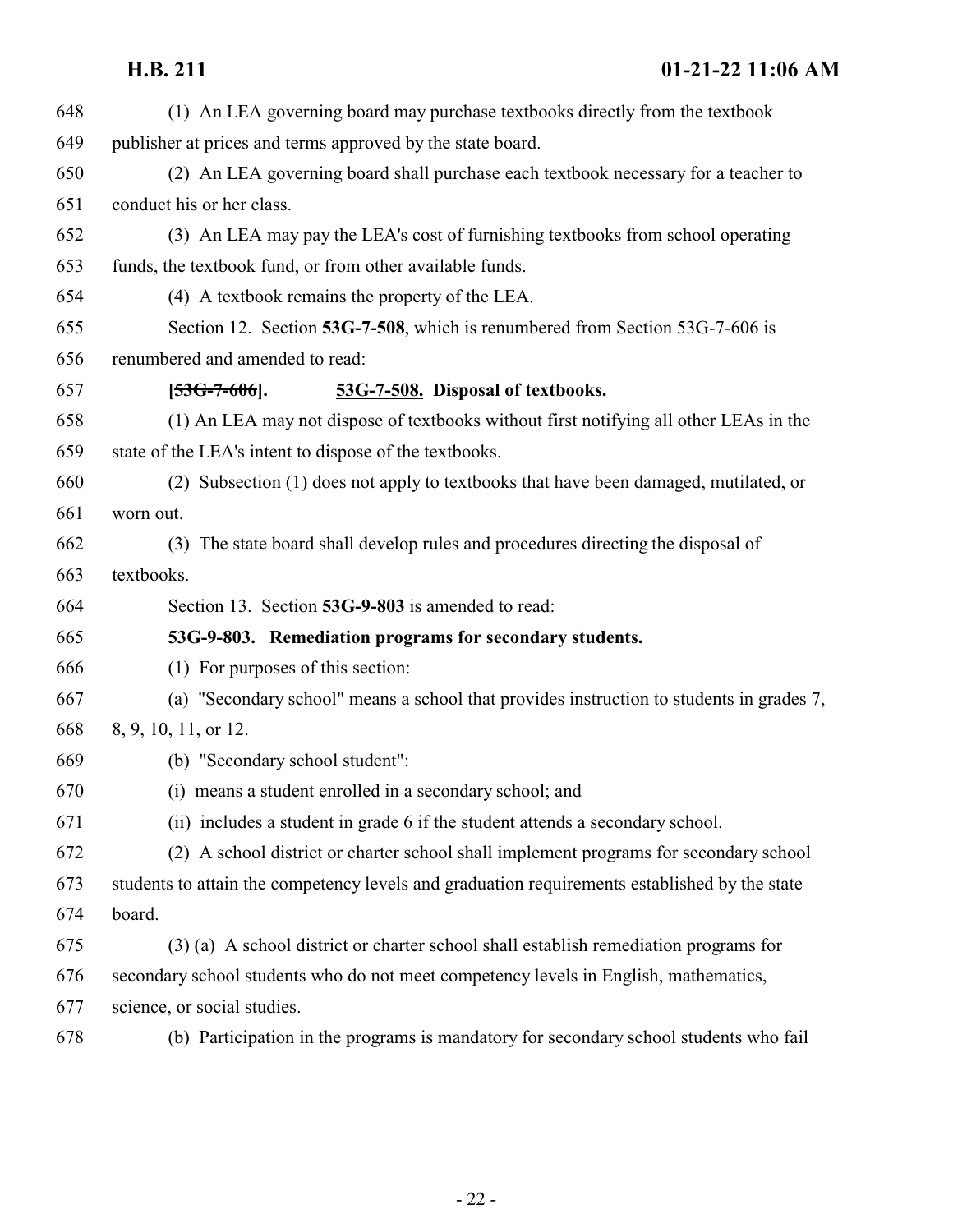(1) An LEA governing board may purchase textbooks directly from the textbook publisher at prices and terms approved by the state board.

(2) An LEA governing board shall purchase each textbook necessary for a teacher to conduct his or her class.

(3) An LEA may pay the LEA's cost of furnishing textbooks from school operating funds, the textbook fund, or from other available funds.

(4) A textbook remains the property of the LEA.

Section 12. Section **53G-7-508**, which is renumbered from Section 53G-7-606 is renumbered and amended to read:

**[~~53G-7-606~~]. 53G-7-508. Disposal of textbooks.**

(1) An LEA may not dispose of textbooks without first notifying all other LEAs in the state of the LEA's intent to dispose of the textbooks.

(2) Subsection (1) does not apply to textbooks that have been damaged, mutilated, or worn out.

(3) The state board shall develop rules and procedures directing the disposal of textbooks.

Section 13. Section **53G-9-803** is amended to read:

**53G-9-803. Remediation programs for secondary students.**

(1) For purposes of this section:

(a) "Secondary school" means a school that provides instruction to students in grades 7, 8, 9, 10, 11, or 12.

(b) "Secondary school student":

(i) means a student enrolled in a secondary school; and

(ii) includes a student in grade 6 if the student attends a secondary school.

(2) A school district or charter school shall implement programs for secondary school students to attain the competency levels and graduation requirements established by the state board.

(3) (a) A school district or charter school shall establish remediation programs for secondary school students who do not meet competency levels in English, mathematics, science, or social studies.

(b) Participation in the programs is mandatory for secondary school students who fail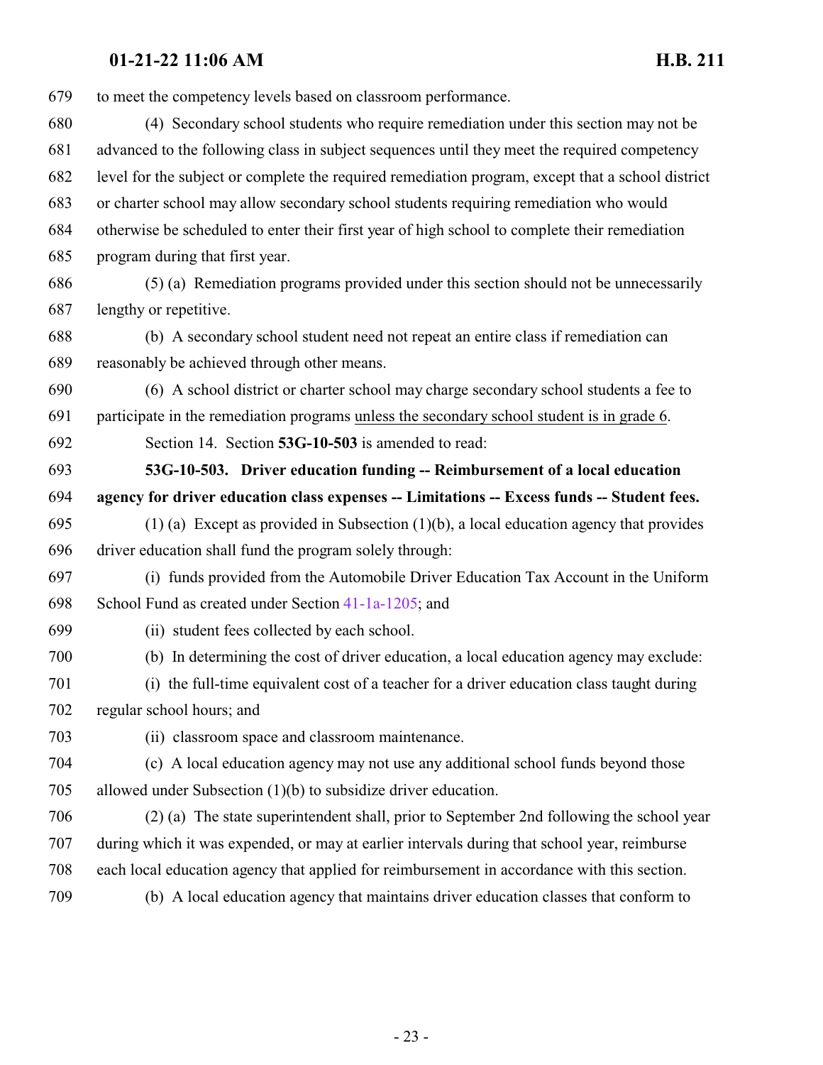to meet the competency levels based on classroom performance.

(4) Secondary school students who require remediation under this section may not be advanced to the following class in subject sequences until they meet the required competency level for the subject or complete the required remediation program, except that a school district or charter school may allow secondary school students requiring remediation who would otherwise be scheduled to enter their first year of high school to complete their remediation program during that first year.

(5) (a) Remediation programs provided under this section should not be unnecessarily lengthy or repetitive.

(b) A secondary school student need not repeat an entire class if remediation can reasonably be achieved through other means.

(6) A school district or charter school may charge secondary school students a fee to participate in the remediation programs <u>unless the secondary school student is in grade 6</u>.

Section 14. Section **53G-10-503** is amended to read:

**53G-10-503. Driver education funding -- Reimbursement of a local education agency for driver education class expenses -- Limitations -- Excess funds -- Student fees.**

(1) (a) Except as provided in Subsection (1)(b), a local education agency that provides driver education shall fund the program solely through:

(i) funds provided from the Automobile Driver Education Tax Account in the Uniform School Fund as created under Section 41-1a-1205; and

(ii) student fees collected by each school.

(b) In determining the cost of driver education, a local education agency may exclude:

(i) the full-time equivalent cost of a teacher for a driver education class taught during regular school hours; and

(ii) classroom space and classroom maintenance.

(c) A local education agency may not use any additional school funds beyond those allowed under Subsection (1)(b) to subsidize driver education.

(2) (a) The state superintendent shall, prior to September 2nd following the school year during which it was expended, or may at earlier intervals during that school year, reimburse each local education agency that applied for reimbursement in accordance with this section.

(b) A local education agency that maintains driver education classes that conform to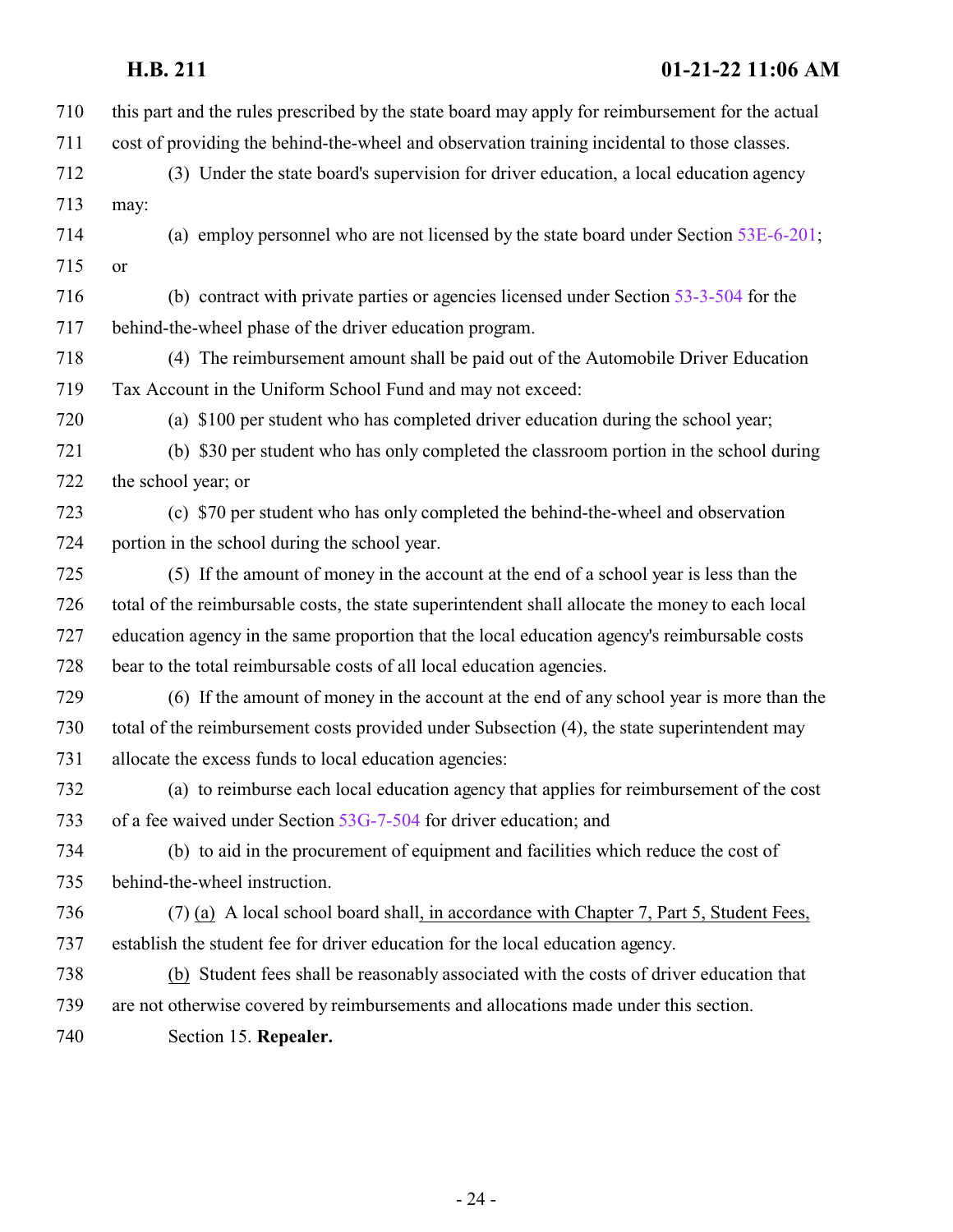this part and the rules prescribed by the state board may apply for reimbursement for the actual cost of providing the behind-the-wheel and observation training incidental to those classes.

(3) Under the state board's supervision for driver education, a local education agency may:

(a) employ personnel who are not licensed by the state board under Section 53E-6-201; or

(b) contract with private parties or agencies licensed under Section 53-3-504 for the behind-the-wheel phase of the driver education program.

(4) The reimbursement amount shall be paid out of the Automobile Driver Education Tax Account in the Uniform School Fund and may not exceed:

(a) $100 per student who has completed driver education during the school year;

(b) $30 per student who has only completed the classroom portion in the school during the school year; or

(c) $70 per student who has only completed the behind-the-wheel and observation portion in the school during the school year.

(5) If the amount of money in the account at the end of a school year is less than the total of the reimbursable costs, the state superintendent shall allocate the money to each local education agency in the same proportion that the local education agency's reimbursable costs bear to the total reimbursable costs of all local education agencies.

(6) If the amount of money in the account at the end of any school year is more than the total of the reimbursement costs provided under Subsection (4), the state superintendent may allocate the excess funds to local education agencies:

(a) to reimburse each local education agency that applies for reimbursement of the cost of a fee waived under Section 53G-7-504 for driver education; and

(b) to aid in the procurement of equipment and facilities which reduce the cost of behind-the-wheel instruction.

(7) (a) A local school board shall, in accordance with Chapter 7, Part 5, Student Fees, establish the student fee for driver education for the local education agency.

(b) Student fees shall be reasonably associated with the costs of driver education that are not otherwise covered by reimbursements and allocations made under this section.

Section 15. **Repealer.**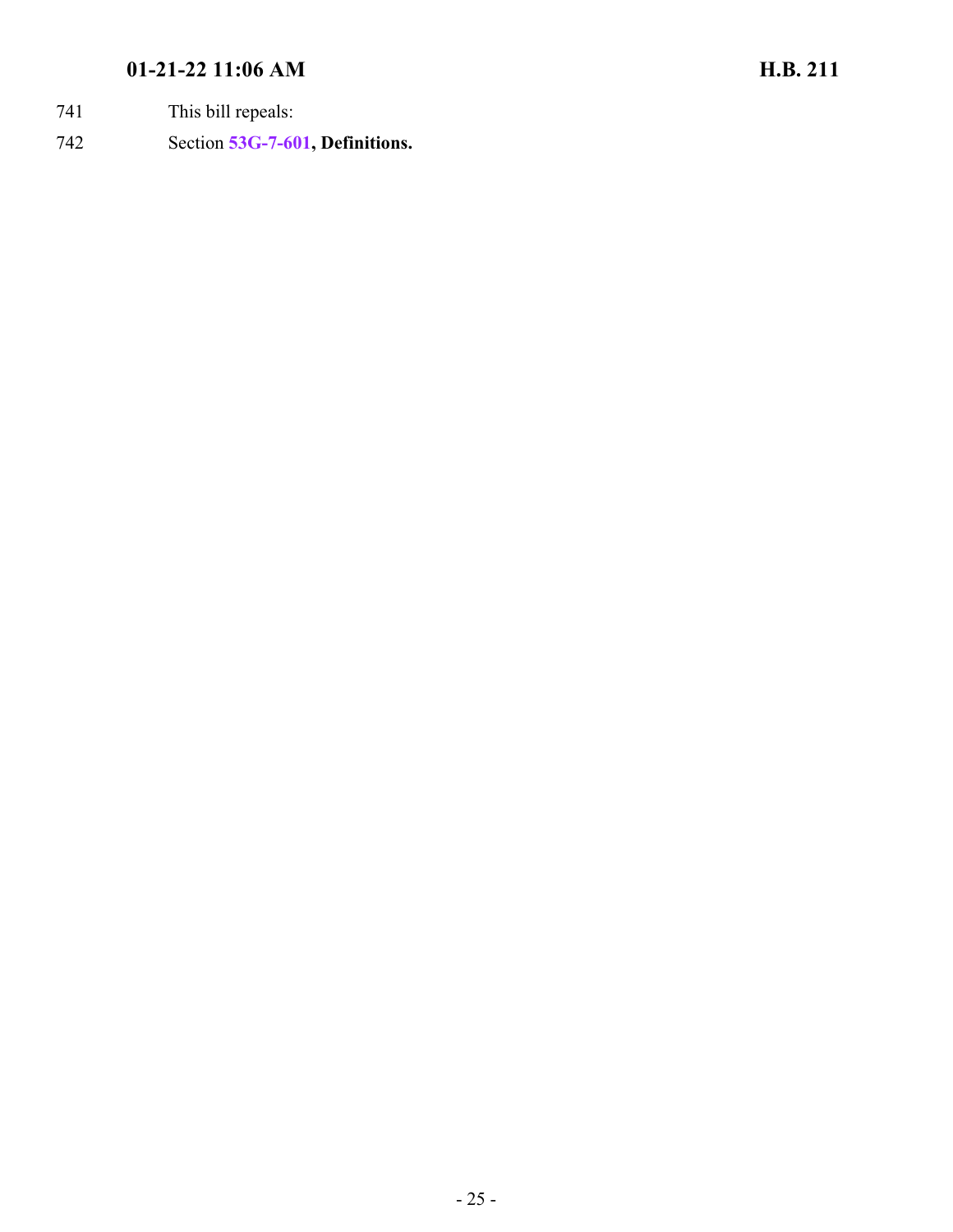741 This bill repeals:

742 Section **53G-7-601, Definitions.**